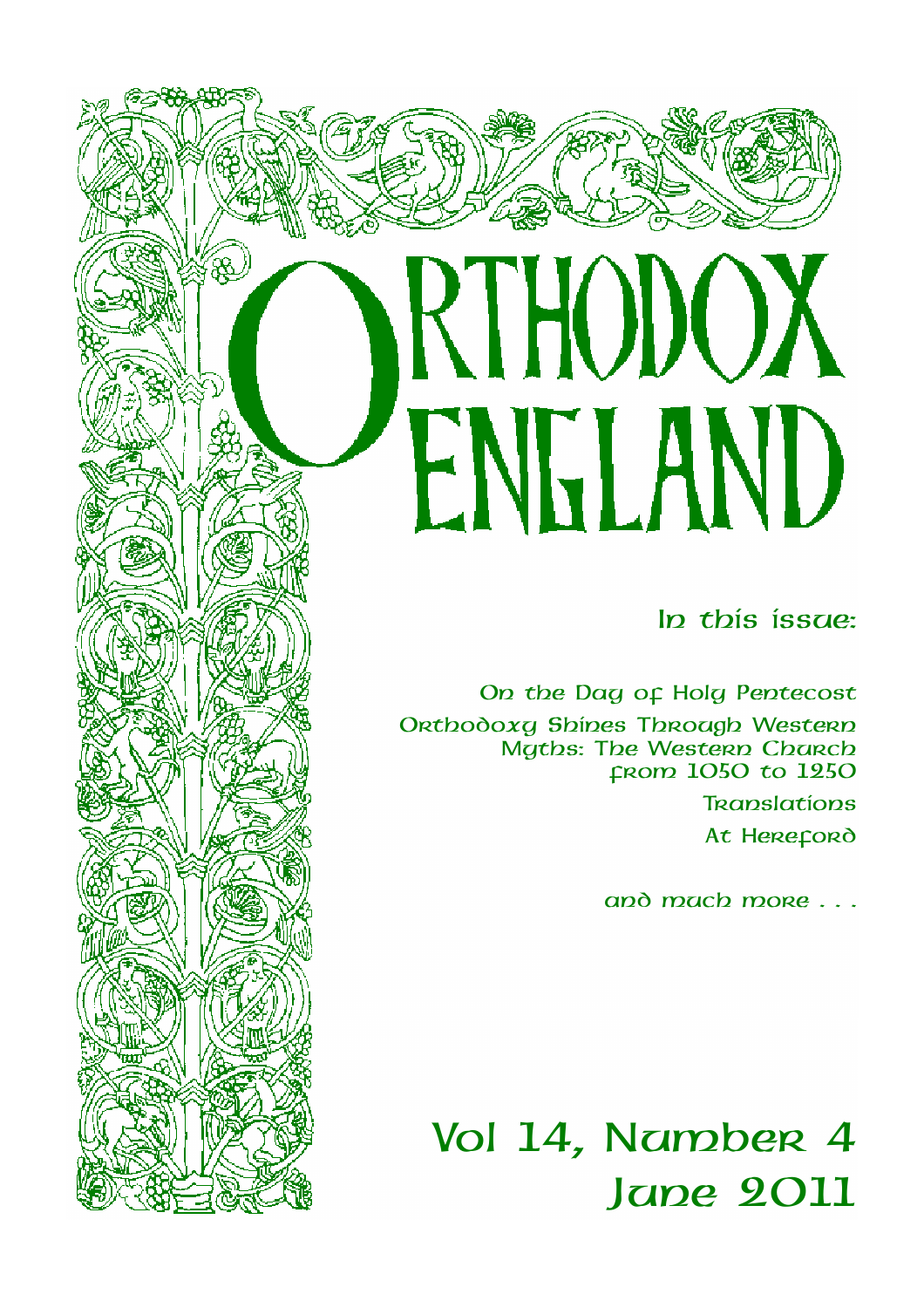# ORTHODOX ENGLAND

In this issue:

On the Day of Holy Pentecost

Orthodoxy Shines Through Western Myths: The Western Church from 1050 to 1250

Translations

At Hereford

and much more . . .

Vol 14, Number 4

June 2011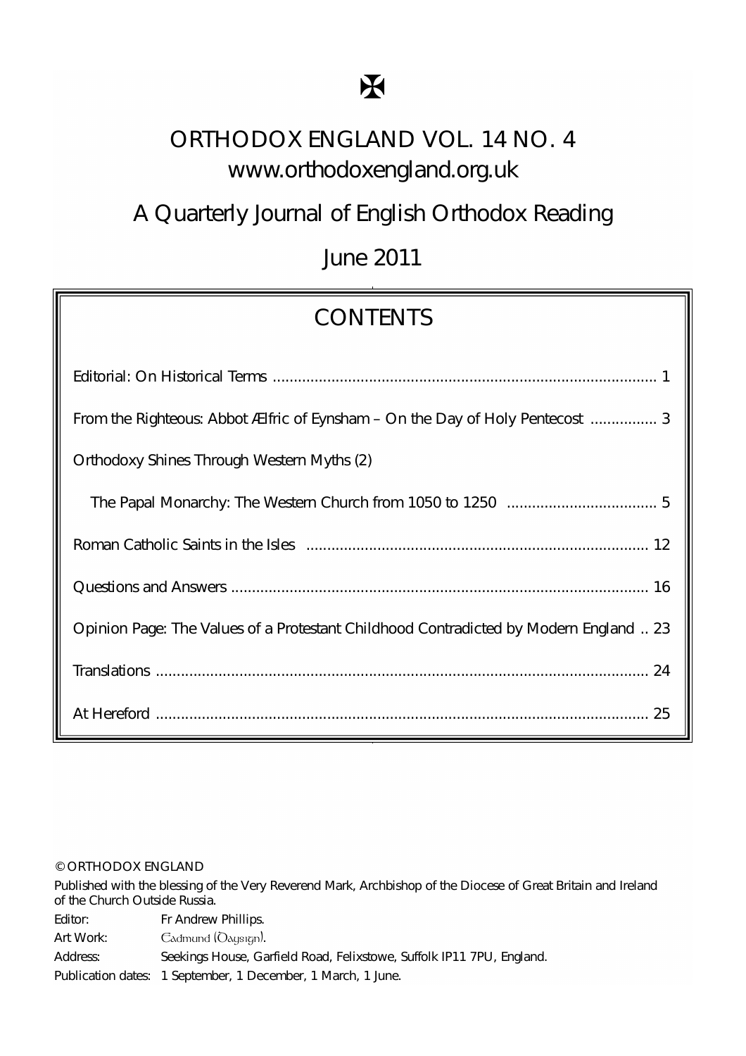✠

# ORTHODOX ENGLAND VOL. 14 NO. 4

www.orthodoxengland.org.uk

## A Quarterly Journal of English Orthodox Reading

## June 2011

## CONTENTS

| | |
|---|---|
| Editorial: On Historical Terms | 1 |
| From the Righteous: Abbot Ælfric of Eynsham – On the Day of Holy Pentecost | 3 |
| Orthodoxy Shines Through Western Myths (2) | |
| The Papal Monarchy: The Western Church from 1050 to 1250 | 5 |
| Roman Catholic Saints in the Isles | 12 |
| Questions and Answers | 16 |
| Opinion Page: The Values of a Protestant Childhood Contradicted by Modern England | 23 |
| Translations | 24 |
| At Hereford | 25 |

© ORTHODOX ENGLAND

Published with the blessing of the Very Reverend Mark, Archbishop of the Diocese of Great Britain and Ireland of the Church Outside Russia.

Editor: Fr Andrew Phillips.

Art Work: Eadmund (Daysign).

Address: Seekings House, Garfield Road, Felixstowe, Suffolk IP11 7PU, England.

Publication dates: 1 September, 1 December, 1 March, 1 June.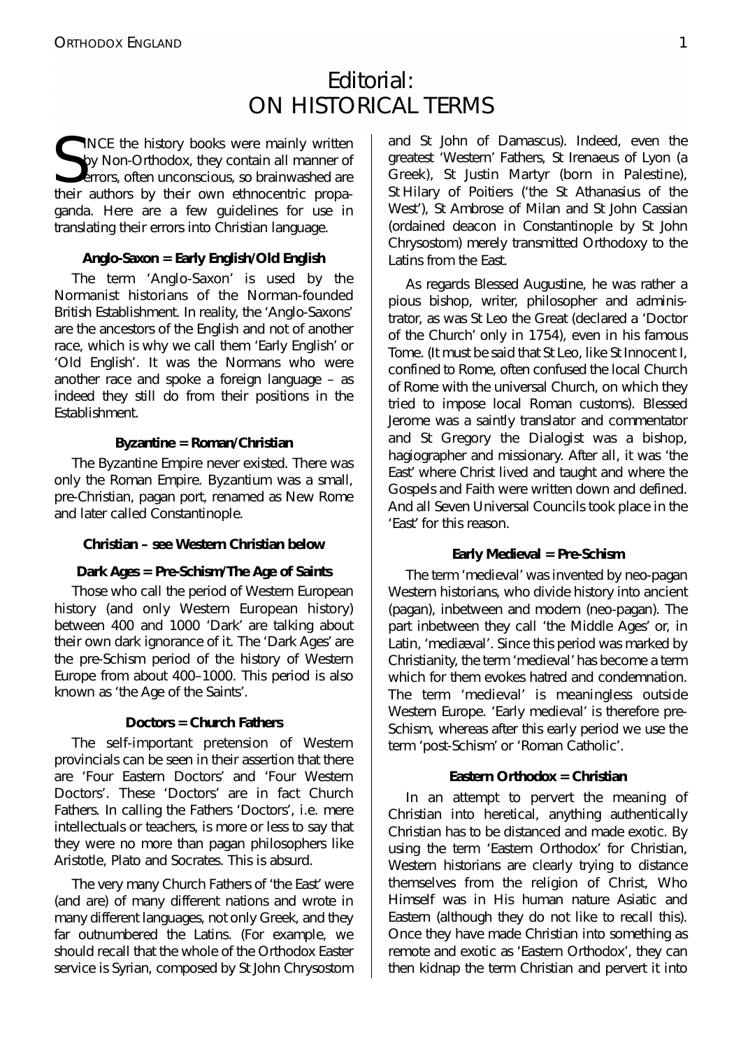# Editorial: ON HISTORICAL TERMS

SINCE the history books were mainly written by Non-Orthodox, they contain all manner of errors, often unconscious, so brainwashed are their authors by their own ethnocentric propaganda. Here are a few guidelines for use in translating their errors into Christian language.

**Anglo-Saxon = Early English/Old English**

The term 'Anglo-Saxon' is used by the Normanist historians of the Norman-founded British Establishment. In reality, the 'Anglo-Saxons' are the ancestors of the English and not of another race, which is why we call them 'Early English' or 'Old English'. It was the Normans who were another race and spoke a foreign language – as indeed they still do from their positions in the Establishment.

**Byzantine = Roman/Christian**

The Byzantine Empire never existed. There was only the Roman Empire. Byzantium was a small, pre-Christian, pagan port, renamed as New Rome and later called Constantinople.

**Christian – see Western Christian below**

**Dark Ages = Pre-Schism/The Age of Saints**

Those who call the period of Western European history (and only Western European history) between 400 and 1000 'Dark' are talking about their own dark ignorance of it. The 'Dark Ages' are the pre-Schism period of the history of Western Europe from about 400–1000. This period is also known as 'the Age of the Saints'.

**Doctors = Church Fathers**

The self-important pretension of Western provincials can be seen in their assertion that there are 'Four Eastern Doctors' and 'Four Western Doctors'. These 'Doctors' are in fact Church Fathers. In calling the Fathers 'Doctors', i.e. mere intellectuals or teachers, is more or less to say that they were no more than pagan philosophers like Aristotle, Plato and Socrates. This is absurd.

The very many Church Fathers of 'the East' were (and are) of many different nations and wrote in many different languages, not only Greek, and they far outnumbered the Latins. (For example, we should recall that the whole of the Orthodox Easter service is Syrian, composed by St John Chrysostom and St John of Damascus). Indeed, even the greatest 'Western' Fathers, St Irenaeus of Lyon (a Greek), St Justin Martyr (born in Palestine), St Hilary of Poitiers ('the St Athanasius of the West'), St Ambrose of Milan and St John Cassian (ordained deacon in Constantinople by St John Chrysostom) merely transmitted Orthodoxy to the Latins from the East.

As regards Blessed Augustine, he was rather a pious bishop, writer, philosopher and administrator, as was St Leo the Great (declared a 'Doctor of the Church' only in 1754), even in his famous Tome. (It must be said that St Leo, like St Innocent I, confined to Rome, often confused the local Church of Rome with the universal Church, on which they tried to impose local Roman customs). Blessed Jerome was a saintly translator and commentator and St Gregory the Dialogist was a bishop, hagiographer and missionary. After all, it was 'the East' where Christ lived and taught and where the Gospels and Faith were written down and defined. And all Seven Universal Councils took place in the 'East' for this reason.

**Early Medieval = Pre-Schism**

The term 'medieval' was invented by neo-pagan Western historians, who divide history into ancient (pagan), inbetween and modern (neo-pagan). The part inbetween they call 'the Middle Ages' or, in Latin, 'mediæval'. Since this period was marked by Christianity, the term 'medieval' has become a term which for them evokes hatred and condemnation. The term 'medieval' is meaningless outside Western Europe. 'Early medieval' is therefore pre-Schism, whereas after this early period we use the term 'post-Schism' or 'Roman Catholic'.

**Eastern Orthodox = Christian**

In an attempt to pervert the meaning of Christian into heretical, anything authentically Christian has to be distanced and made exotic. By using the term 'Eastern Orthodox' for Christian, Western historians are clearly trying to distance themselves from the religion of Christ, Who Himself was in His human nature Asiatic and Eastern (although they do not like to recall this). Once they have made Christian into something as remote and exotic as 'Eastern Orthodox', they can then kidnap the term Christian and pervert it into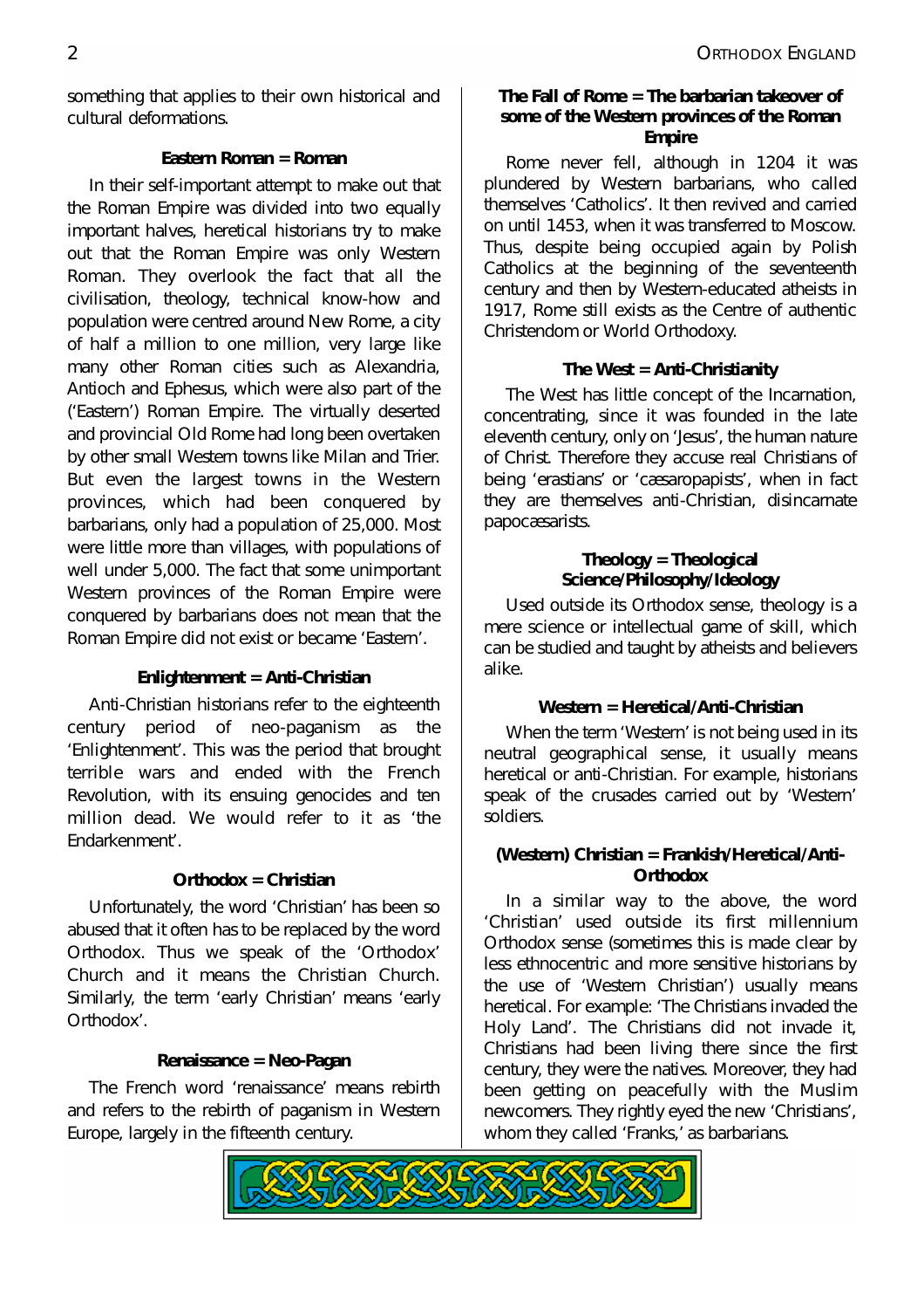something that applies to their own historical and cultural deformations.

### Eastern Roman = Roman

In their self-important attempt to make out that the Roman Empire was divided into two equally important halves, heretical historians try to make out that the Roman Empire was only Western Roman. They overlook the fact that all the civilisation, theology, technical know-how and population were centred around New Rome, a city of half a million to one million, very large like many other Roman cities such as Alexandria, Antioch and Ephesus, which were also part of the ('Eastern') Roman Empire. The virtually deserted and provincial Old Rome had long been overtaken by other small Western towns like Milan and Trier. But even the largest towns in the Western provinces, which had been conquered by barbarians, only had a population of 25,000. Most were little more than villages, with populations of well under 5,000. The fact that some unimportant Western provinces of the Roman Empire were conquered by barbarians does not mean that the Roman Empire did not exist or became 'Eastern'.

### Enlightenment = Anti-Christian

Anti-Christian historians refer to the eighteenth century period of neo-paganism as the 'Enlightenment'. This was the period that brought terrible wars and ended with the French Revolution, with its ensuing genocides and ten million dead. We would refer to it as 'the Endarkenment'.

### Orthodox = Christian

Unfortunately, the word 'Christian' has been so abused that it often has to be replaced by the word Orthodox. Thus we speak of the 'Orthodox' Church and it means the Christian Church. Similarly, the term 'early Christian' means 'early Orthodox'.

### Renaissance = Neo-Pagan

The French word 'renaissance' means rebirth and refers to the rebirth of paganism in Western Europe, largely in the fifteenth century.

### The Fall of Rome = The barbarian takeover of some of the Western provinces of the Roman Empire

Rome never fell, although in 1204 it was plundered by Western barbarians, who called themselves 'Catholics'. It then revived and carried on until 1453, when it was transferred to Moscow. Thus, despite being occupied again by Polish Catholics at the beginning of the seventeenth century and then by Western-educated atheists in 1917, Rome still exists as the Centre of authentic Christendom or World Orthodoxy.

### The West = Anti-Christianity

The West has little concept of the Incarnation, concentrating, since it was founded in the late eleventh century, only on 'Jesus', the human nature of Christ. Therefore they accuse real Christians of being 'erastians' or 'cæsaropapists', when in fact they are themselves anti-Christian, disincarnate papocæsarists.

### Theology = Theological Science/Philosophy/Ideology

Used outside its Orthodox sense, theology is a mere science or intellectual game of skill, which can be studied and taught by atheists and believers alike.

### Western = Heretical/Anti-Christian

When the term 'Western' is not being used in its neutral geographical sense, it usually means heretical or anti-Christian. For example, historians speak of the crusades carried out by 'Western' soldiers.

### (Western) Christian = Frankish/Heretical/Anti-Orthodox

In a similar way to the above, the word 'Christian' used outside its first millennium Orthodox sense (sometimes this is made clear by less ethnocentric and more sensitive historians by the use of 'Western Christian') usually means heretical. For example: 'The Christians invaded the Holy Land'. The Christians did not invade it, Christians had been living there since the first century, they were the natives. Moreover, they had been getting on peacefully with the Muslim newcomers. They rightly eyed the new 'Christians', whom they called 'Franks,' as barbarians.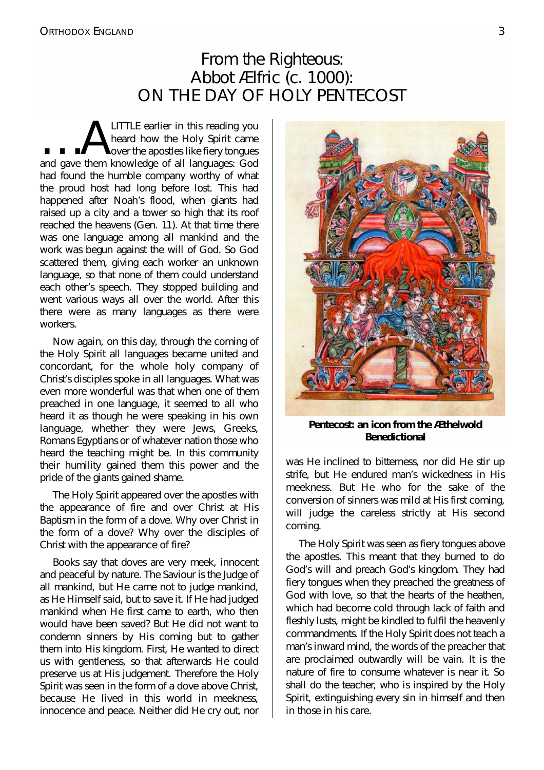# From the Righteous: Abbot Ælfric (c. 1000): ON THE DAY OF HOLY PENTECOST

. . . A LITTLE earlier in this reading you heard how the Holy Spirit came over the apostles like fiery tongues and gave them knowledge of all languages: God had found the humble company worthy of what the proud host had long before lost. This had happened after Noah's flood, when giants had raised up a city and a tower so high that its roof reached the heavens (Gen. 11). At that time there was one language among all mankind and the work was begun against the will of God. So God scattered them, giving each worker an unknown language, so that none of them could understand each other's speech. They stopped building and went various ways all over the world. After this there were as many languages as there were workers.

Now again, on this day, through the coming of the Holy Spirit all languages became united and concordant, for the whole holy company of Christ's disciples spoke in all languages. What was even more wonderful was that when one of them preached in one language, it seemed to all who heard it as though he were speaking in his own language, whether they were Jews, Greeks, Romans Egyptians or of whatever nation those who heard the teaching might be. In this community their humility gained them this power and the pride of the giants gained shame.

The Holy Spirit appeared over the apostles with the appearance of fire and over Christ at His Baptism in the form of a dove. Why over Christ in the form of a dove? Why over the disciples of Christ with the appearance of fire?

Books say that doves are very meek, innocent and peaceful by nature. The Saviour is the Judge of all mankind, but He came not to judge mankind, as He Himself said, but to save it. If He had judged mankind when He first came to earth, who then would have been saved? But He did not want to condemn sinners by His coming but to gather them into His kingdom. First, He wanted to direct us with gentleness, so that afterwards He could preserve us at His judgement. Therefore the Holy Spirit was seen in the form of a dove above Christ, because He lived in this world in meekness, innocence and peace. Neither did He cry out, nor was He inclined to bitterness, nor did He stir up strife, but He endured man's wickedness in His meekness. But He who for the sake of the conversion of sinners was mild at His first coming, will judge the careless strictly at His second coming.

**Pentecost: an icon from the Æthelwold Benedictional**

The Holy Spirit was seen as fiery tongues above the apostles. This meant that they burned to do God's will and preach God's kingdom. They had fiery tongues when they preached the greatness of God with love, so that the hearts of the heathen, which had become cold through lack of faith and fleshly lusts, might be kindled to fulfil the heavenly commandments. If the Holy Spirit does not teach a man's inward mind, the words of the preacher that are proclaimed outwardly will be vain. It is the nature of fire to consume whatever is near it. So shall do the teacher, who is inspired by the Holy Spirit, extinguishing every sin in himself and then in those in his care.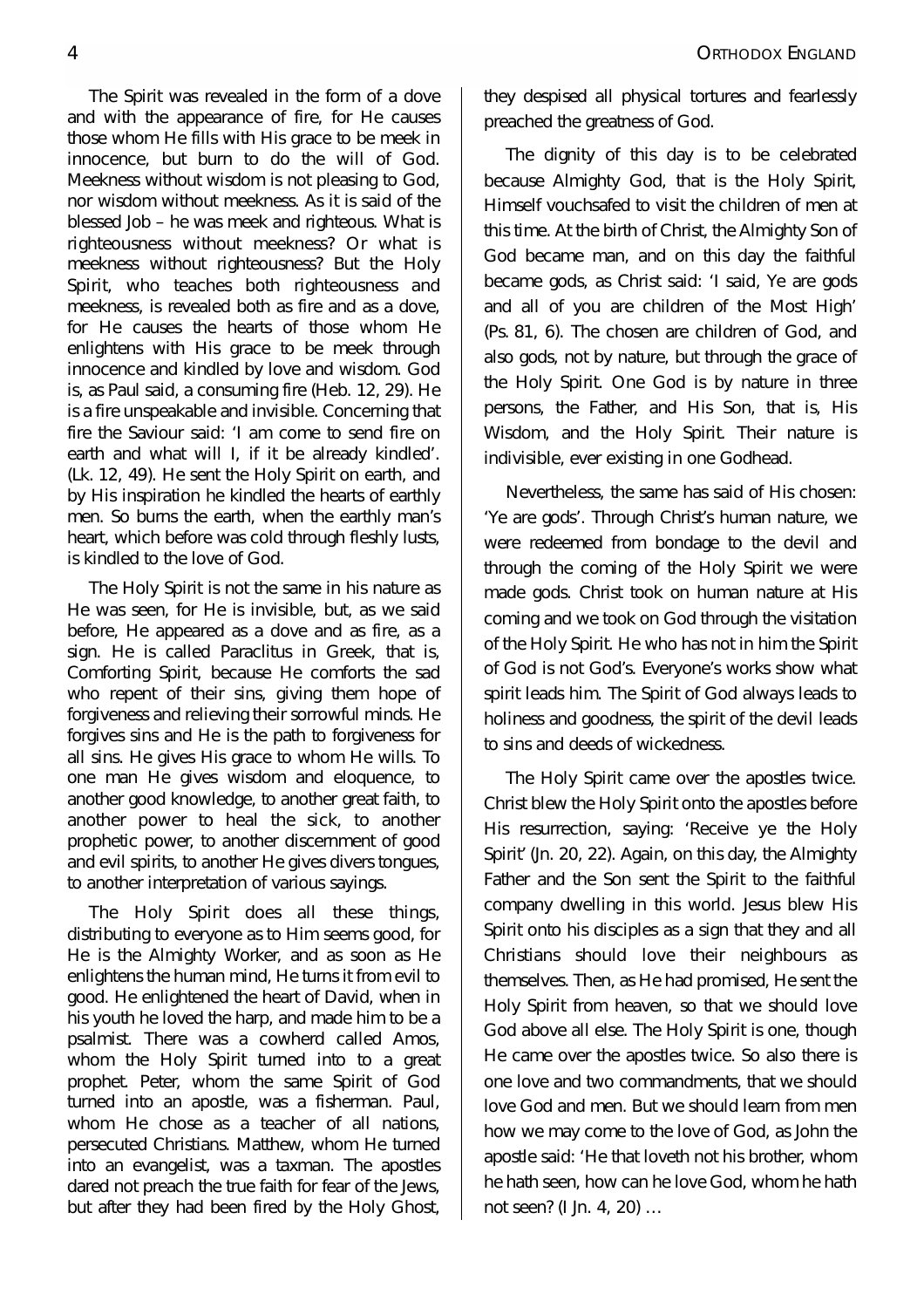The Spirit was revealed in the form of a dove and with the appearance of fire, for He causes those whom He fills with His grace to be meek in innocence, but burn to do the will of God. Meekness without wisdom is not pleasing to God, nor wisdom without meekness. As it is said of the blessed Job – he was meek and righteous. What is righteousness without meekness? Or what is meekness without righteousness? But the Holy Spirit, who teaches both righteousness and meekness, is revealed both as fire and as a dove, for He causes the hearts of those whom He enlightens with His grace to be meek through innocence and kindled by love and wisdom. God is, as Paul said, a consuming fire (Heb. 12, 29). He is a fire unspeakable and invisible. Concerning that fire the Saviour said: 'I am come to send fire on earth and what will I, if it be already kindled'. (Lk. 12, 49). He sent the Holy Spirit on earth, and by His inspiration he kindled the hearts of earthly men. So burns the earth, when the earthly man's heart, which before was cold through fleshly lusts, is kindled to the love of God.

The Holy Spirit is not the same in his nature as He was seen, for He is invisible, but, as we said before, He appeared as a dove and as fire, as a sign. He is called Paraclitus in Greek, that is, Comforting Spirit, because He comforts the sad who repent of their sins, giving them hope of forgiveness and relieving their sorrowful minds. He forgives sins and He is the path to forgiveness for all sins. He gives His grace to whom He wills. To one man He gives wisdom and eloquence, to another good knowledge, to another great faith, to another power to heal the sick, to another prophetic power, to another discernment of good and evil spirits, to another He gives divers tongues, to another interpretation of various sayings.

The Holy Spirit does all these things, distributing to everyone as to Him seems good, for He is the Almighty Worker, and as soon as He enlightens the human mind, He turns it from evil to good. He enlightened the heart of David, when in his youth he loved the harp, and made him to be a psalmist. There was a cowherd called Amos, whom the Holy Spirit turned into to a great prophet. Peter, whom the same Spirit of God turned into an apostle, was a fisherman. Paul, whom He chose as a teacher of all nations, persecuted Christians. Matthew, whom He turned into an evangelist, was a taxman. The apostles dared not preach the true faith for fear of the Jews, but after they had been fired by the Holy Ghost, they despised all physical tortures and fearlessly preached the greatness of God.

The dignity of this day is to be celebrated because Almighty God, that is the Holy Spirit, Himself vouchsafed to visit the children of men at this time. At the birth of Christ, the Almighty Son of God became man, and on this day the faithful became gods, as Christ said: 'I said, Ye are gods and all of you are children of the Most High' (Ps. 81, 6). The chosen are children of God, and also gods, not by nature, but through the grace of the Holy Spirit. One God is by nature in three persons, the Father, and His Son, that is, His Wisdom, and the Holy Spirit. Their nature is indivisible, ever existing in one Godhead.

Nevertheless, the same has said of His chosen: 'Ye are gods'. Through Christ's human nature, we were redeemed from bondage to the devil and through the coming of the Holy Spirit we were made gods. Christ took on human nature at His coming and we took on God through the visitation of the Holy Spirit. He who has not in him the Spirit of God is not God's. Everyone's works show what spirit leads him. The Spirit of God always leads to holiness and goodness, the spirit of the devil leads to sins and deeds of wickedness.

The Holy Spirit came over the apostles twice. Christ blew the Holy Spirit onto the apostles before His resurrection, saying: 'Receive ye the Holy Spirit' (Jn. 20, 22). Again, on this day, the Almighty Father and the Son sent the Spirit to the faithful company dwelling in this world. Jesus blew His Spirit onto his disciples as a sign that they and all Christians should love their neighbours as themselves. Then, as He had promised, He sent the Holy Spirit from heaven, so that we should love God above all else. The Holy Spirit is one, though He came over the apostles twice. So also there is one love and two commandments, that we should love God and men. But we should learn from men how we may come to the love of God, as John the apostle said: 'He that loveth not his brother, whom he hath seen, how can he love God, whom he hath not seen? (I Jn. 4, 20) …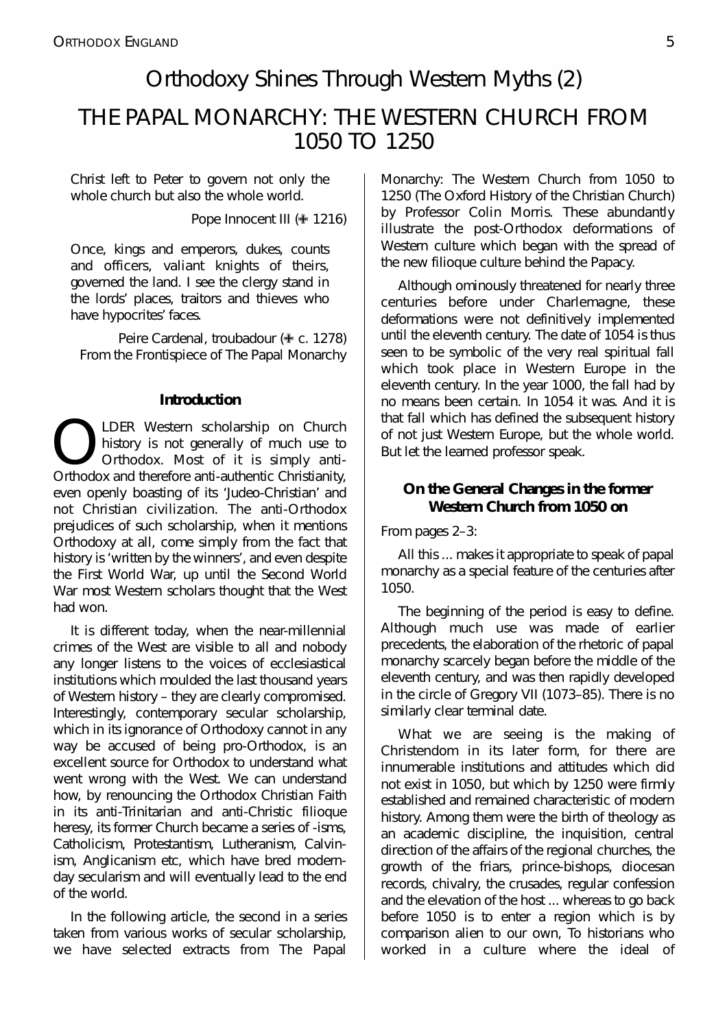# Orthodoxy Shines Through Western Myths (2)

# THE PAPAL MONARCHY: THE WESTERN CHURCH FROM 1050 TO 1250

Christ left to Peter to govern not only the whole church but also the whole world.

Pope Innocent III (✠ 1216)

Once, kings and emperors, dukes, counts and officers, valiant knights of theirs, governed the land. I see the clergy stand in the lords' places, traitors and thieves who have hypocrites' faces.

Peire Cardenal, troubadour (✠ c. 1278)
From the Frontispiece of The Papal Monarchy

### Introduction

OLDER Western scholarship on Church history is not generally of much use to Orthodox. Most of it is simply anti-Orthodox and therefore anti-authentic Christianity, even openly boasting of its 'Judeo-Christian' and not Christian civilization. The anti-Orthodox prejudices of such scholarship, when it mentions Orthodoxy at all, come simply from the fact that history is 'written by the winners', and even despite the First World War, up until the Second World War most Western scholars thought that the West had won.

It is different today, when the near-millennial crimes of the West are visible to all and nobody any longer listens to the voices of ecclesiastical institutions which moulded the last thousand years of Western history – they are clearly compromised. Interestingly, contemporary secular scholarship, which in its ignorance of Orthodoxy cannot in any way be accused of being pro-Orthodox, is an excellent source for Orthodox to understand what went wrong with the West. We can understand how, by renouncing the Orthodox Christian Faith in its anti-Trinitarian and anti-Christic filioque heresy, its former Church became a series of -isms, Catholicism, Protestantism, Lutheranism, Calvinism, Anglicanism etc, which have bred modern-day secularism and will eventually lead to the end of the world.

In the following article, the second in a series taken from various works of secular scholarship, we have selected extracts from The Papal Monarchy: The Western Church from 1050 to 1250 (The Oxford History of the Christian Church) by Professor Colin Morris. These abundantly illustrate the post-Orthodox deformations of Western culture which began with the spread of the new filioque culture behind the Papacy.

Although ominously threatened for nearly three centuries before under Charlemagne, these deformations were not definitively implemented until the eleventh century. The date of 1054 is thus seen to be symbolic of the very real spiritual fall which took place in Western Europe in the eleventh century. In the year 1000, the fall had by no means been certain. In 1054 it was. And it is that fall which has defined the subsequent history of not just Western Europe, but the whole world. But let the learned professor speak.

### On the General Changes in the former Western Church from 1050 on

From pages 2–3:

All this ... makes it appropriate to speak of papal monarchy as a special feature of the centuries after 1050.

The beginning of the period is easy to define. Although much use was made of earlier precedents, the elaboration of the rhetoric of papal monarchy scarcely began before the middle of the eleventh century, and was then rapidly developed in the circle of Gregory VII (1073–85). There is no similarly clear terminal date.

What we are seeing is the making of Christendom in its later form, for there are innumerable institutions and attitudes which did not exist in 1050, but which by 1250 were firmly established and remained characteristic of modern history. Among them were the birth of theology as an academic discipline, the inquisition, central direction of the affairs of the regional churches, the growth of the friars, prince-bishops, diocesan records, chivalry, the crusades, regular confession and the elevation of the host ... whereas to go back before 1050 is to enter a region which is by comparison alien to our own, To historians who worked in a culture where the ideal of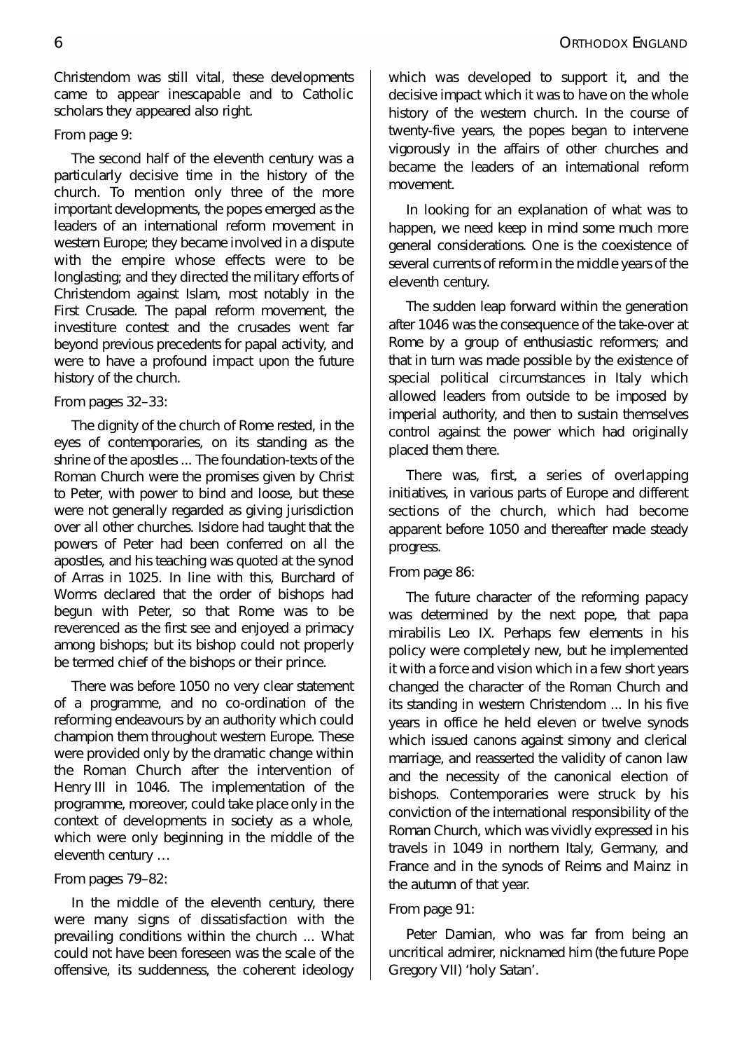Christendom was still vital, these developments came to appear inescapable and to Catholic scholars they appeared also right.

From page 9:

The second half of the eleventh century was a particularly decisive time in the history of the church. To mention only three of the more important developments, the popes emerged as the leaders of an international reform movement in western Europe; they became involved in a dispute with the empire whose effects were to be longlasting; and they directed the military efforts of Christendom against Islam, most notably in the First Crusade. The papal reform movement, the investiture contest and the crusades went far beyond previous precedents for papal activity, and were to have a profound impact upon the future history of the church.

From pages 32–33:

The dignity of the church of Rome rested, in the eyes of contemporaries, on its standing as the shrine of the apostles ... The foundation-texts of the Roman Church were the promises given by Christ to Peter, with power to bind and loose, but these were not generally regarded as giving jurisdiction over all other churches. Isidore had taught that the powers of Peter had been conferred on all the apostles, and his teaching was quoted at the synod of Arras in 1025. In line with this, Burchard of Worms declared that the order of bishops had begun with Peter, so that Rome was to be reverenced as the first see and enjoyed a primacy among bishops; but its bishop could not properly be termed chief of the bishops or their prince.

There was before 1050 no very clear statement of a programme, and no co-ordination of the reforming endeavours by an authority which could champion them throughout western Europe. These were provided only by the dramatic change within the Roman Church after the intervention of Henry III in 1046. The implementation of the programme, moreover, could take place only in the context of developments in society as a whole, which were only beginning in the middle of the eleventh century …

From pages 79–82:

In the middle of the eleventh century, there were many signs of dissatisfaction with the prevailing conditions within the church ... What could not have been foreseen was the scale of the offensive, its suddenness, the coherent ideology which was developed to support it, and the decisive impact which it was to have on the whole history of the western church. In the course of twenty-five years, the popes began to intervene vigorously in the affairs of other churches and became the leaders of an international reform movement.

In looking for an explanation of what was to happen, we need keep in mind some much more general considerations. One is the coexistence of several currents of reform in the middle years of the eleventh century.

The sudden leap forward within the generation after 1046 was the consequence of the take-over at Rome by a group of enthusiastic reformers; and that in turn was made possible by the existence of special political circumstances in Italy which allowed leaders from outside to be imposed by imperial authority, and then to sustain themselves control against the power which had originally placed them there.

There was, first, a series of overlapping initiatives, in various parts of Europe and different sections of the church, which had become apparent before 1050 and thereafter made steady progress.

From page 86:

The future character of the reforming papacy was determined by the next pope, that papa mirabilis Leo IX. Perhaps few elements in his policy were completely new, but he implemented it with a force and vision which in a few short years changed the character of the Roman Church and its standing in western Christendom ... In his five years in office he held eleven or twelve synods which issued canons against simony and clerical marriage, and reasserted the validity of canon law and the necessity of the canonical election of bishops. Contemporaries were struck by his conviction of the international responsibility of the Roman Church, which was vividly expressed in his travels in 1049 in northern Italy, Germany, and France and in the synods of Reims and Mainz in the autumn of that year.

From page 91:

Peter Damian, who was far from being an uncritical admirer, nicknamed him (the future Pope Gregory VII) 'holy Satan'.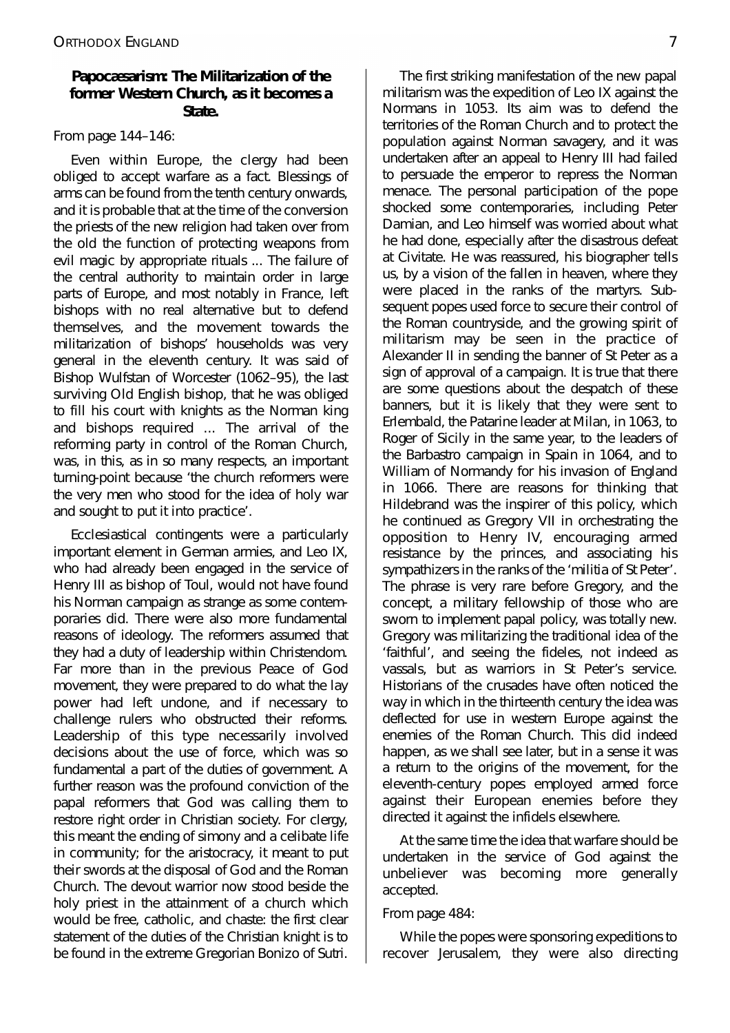## Papocæsarism: The Militarization of the former Western Church, as it becomes a State.

From page 144–146:

Even within Europe, the clergy had been obliged to accept warfare as a fact. Blessings of arms can be found from the tenth century onwards, and it is probable that at the time of the conversion the priests of the new religion had taken over from the old the function of protecting weapons from evil magic by appropriate rituals ... The failure of the central authority to maintain order in large parts of Europe, and most notably in France, left bishops with no real alternative but to defend themselves, and the movement towards the militarization of bishops' households was very general in the eleventh century. It was said of Bishop Wulfstan of Worcester (1062–95), the last surviving Old English bishop, that he was obliged to fill his court with knights as the Norman king and bishops required ... The arrival of the reforming party in control of the Roman Church, was, in this, as in so many respects, an important turning-point because 'the church reformers were the very men who stood for the idea of holy war and sought to put it into practice'.

Ecclesiastical contingents were a particularly important element in German armies, and Leo IX, who had already been engaged in the service of Henry III as bishop of Toul, would not have found his Norman campaign as strange as some contemporaries did. There were also more fundamental reasons of ideology. The reformers assumed that they had a duty of leadership within Christendom. Far more than in the previous Peace of God movement, they were prepared to do what the lay power had left undone, and if necessary to challenge rulers who obstructed their reforms. Leadership of this type necessarily involved decisions about the use of force, which was so fundamental a part of the duties of government. A further reason was the profound conviction of the papal reformers that God was calling them to restore right order in Christian society. For clergy, this meant the ending of simony and a celibate life in community; for the aristocracy, it meant to put their swords at the disposal of God and the Roman Church. The devout warrior now stood beside the holy priest in the attainment of a church which would be free, catholic, and chaste: the first clear statement of the duties of the Christian knight is to be found in the extreme Gregorian Bonizo of Sutri.

The first striking manifestation of the new papal militarism was the expedition of Leo IX against the Normans in 1053. Its aim was to defend the territories of the Roman Church and to protect the population against Norman savagery, and it was undertaken after an appeal to Henry III had failed to persuade the emperor to repress the Norman menace. The personal participation of the pope shocked some contemporaries, including Peter Damian, and Leo himself was worried about what he had done, especially after the disastrous defeat at Civitate. He was reassured, his biographer tells us, by a vision of the fallen in heaven, where they were placed in the ranks of the martyrs. Subsequent popes used force to secure their control of the Roman countryside, and the growing spirit of militarism may be seen in the practice of Alexander II in sending the banner of St Peter as a sign of approval of a campaign. It is true that there are some questions about the despatch of these banners, but it is likely that they were sent to Erlembald, the Patarine leader at Milan, in 1063, to Roger of Sicily in the same year, to the leaders of the Barbastro campaign in Spain in 1064, and to William of Normandy for his invasion of England in 1066. There are reasons for thinking that Hildebrand was the inspirer of this policy, which he continued as Gregory VII in orchestrating the opposition to Henry IV, encouraging armed resistance by the princes, and associating his sympathizers in the ranks of the 'militia of St Peter'. The phrase is very rare before Gregory, and the concept, a military fellowship of those who are sworn to implement papal policy, was totally new. Gregory was militarizing the traditional idea of the 'faithful', and seeing the fideles, not indeed as vassals, but as warriors in St Peter's service. Historians of the crusades have often noticed the way in which in the thirteenth century the idea was deflected for use in western Europe against the enemies of the Roman Church. This did indeed happen, as we shall see later, but in a sense it was a return to the origins of the movement, for the eleventh-century popes employed armed force against their European enemies before they directed it against the infidels elsewhere.

At the same time the idea that warfare should be undertaken in the service of God against the unbeliever was becoming more generally accepted.

From page 484:

While the popes were sponsoring expeditions to recover Jerusalem, they were also directing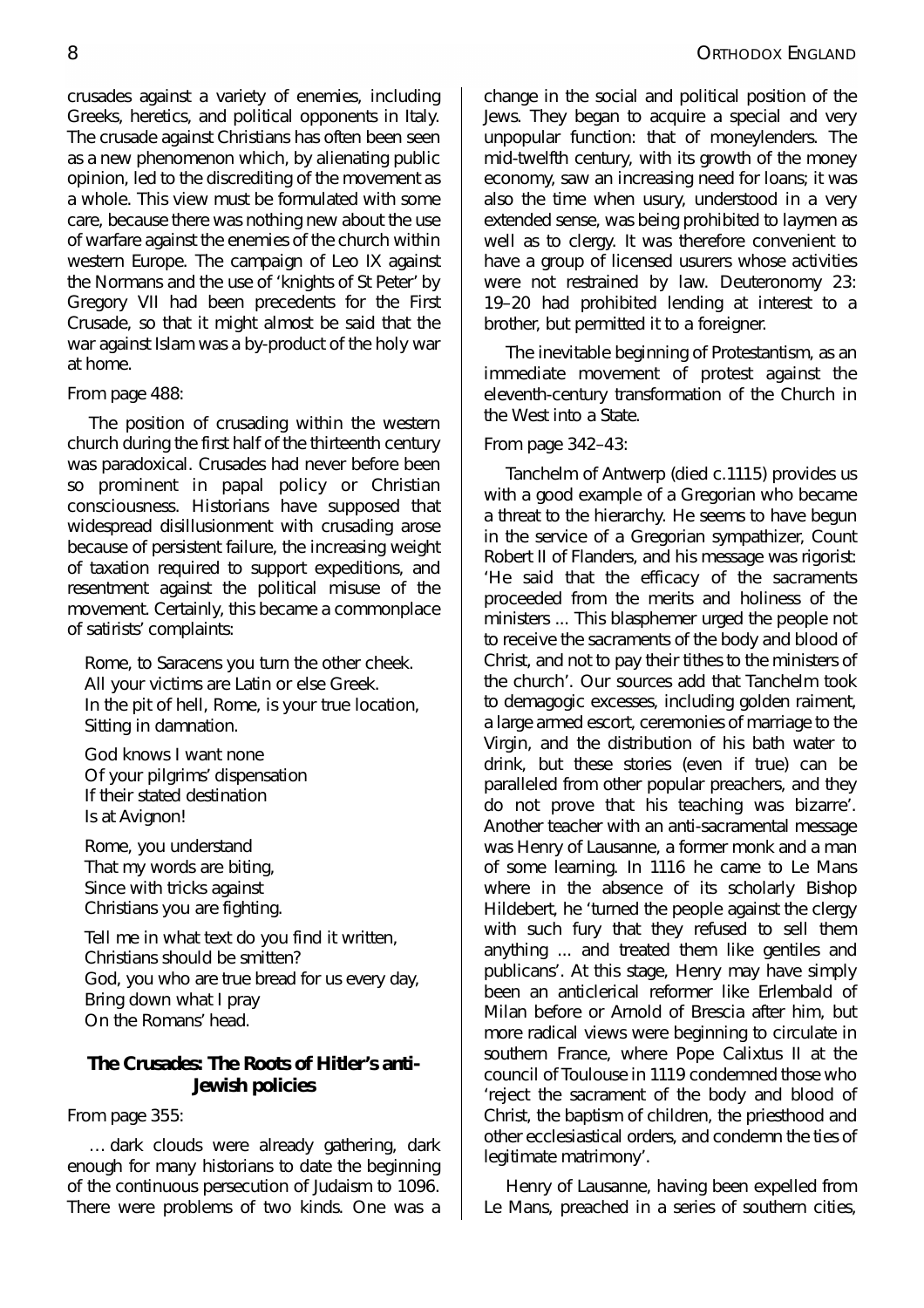crusades against a variety of enemies, including Greeks, heretics, and political opponents in Italy. The crusade against Christians has often been seen as a new phenomenon which, by alienating public opinion, led to the discrediting of the movement as a whole. This view must be formulated with some care, because there was nothing new about the use of warfare against the enemies of the church within western Europe. The campaign of Leo IX against the Normans and the use of 'knights of St Peter' by Gregory VII had been precedents for the First Crusade, so that it might almost be said that the war against Islam was a by-product of the holy war at home.

From page 488:

The position of crusading within the western church during the first half of the thirteenth century was paradoxical. Crusades had never before been so prominent in papal policy or Christian consciousness. Historians have supposed that widespread disillusionment with crusading arose because of persistent failure, the increasing weight of taxation required to support expeditions, and resentment against the political misuse of the movement. Certainly, this became a commonplace of satirists' complaints:

> Rome, to Saracens you turn the other cheek.
> All your victims are Latin or else Greek.
> In the pit of hell, Rome, is your true location,
> Sitting in damnation.
>
> God knows I want none
> Of your pilgrims' dispensation
> If their stated destination
> Is at Avignon!
>
> Rome, you understand
> That my words are biting,
> Since with tricks against
> Christians you are fighting.
>
> Tell me in what text do you find it written,
> Christians should be smitten?
> God, you who are true bread for us every day,
> Bring down what I pray
> On the Romans' head.

## The Crusades: The Roots of Hitler's anti-Jewish policies

From page 355:

... dark clouds were already gathering, dark enough for many historians to date the beginning of the continuous persecution of Judaism to 1096. There were problems of two kinds. One was a change in the social and political position of the Jews. They began to acquire a special and very unpopular function: that of moneylenders. The mid-twelfth century, with its growth of the money economy, saw an increasing need for loans; it was also the time when usury, understood in a very extended sense, was being prohibited to laymen as well as to clergy. It was therefore convenient to have a group of licensed usurers whose activities were not restrained by law. Deuteronomy 23: 19–20 had prohibited lending at interest to a brother, but permitted it to a foreigner.

The inevitable beginning of Protestantism, as an immediate movement of protest against the eleventh-century transformation of the Church in the West into a State.

From page 342–43:

Tanchelm of Antwerp (died c.1115) provides us with a good example of a Gregorian who became a threat to the hierarchy. He seems to have begun in the service of a Gregorian sympathizer, Count Robert II of Flanders, and his message was rigorist: 'He said that the efficacy of the sacraments proceeded from the merits and holiness of the ministers ... This blasphemer urged the people not to receive the sacraments of the body and blood of Christ, and not to pay their tithes to the ministers of the church'. Our sources add that Tanchelm took to demagogic excesses, including golden raiment, a large armed escort, ceremonies of marriage to the Virgin, and the distribution of his bath water to drink, but these stories (even if true) can be paralleled from other popular preachers, and they do not prove that his teaching was bizarre'. Another teacher with an anti-sacramental message was Henry of Lausanne, a former monk and a man of some learning. In 1116 he came to Le Mans where in the absence of its scholarly Bishop Hildebert, he 'turned the people against the clergy with such fury that they refused to sell them anything ... and treated them like gentiles and publicans'. At this stage, Henry may have simply been an anticlerical reformer like Erlembald of Milan before or Arnold of Brescia after him, but more radical views were beginning to circulate in southern France, where Pope Calixtus II at the council of Toulouse in 1119 condemned those who 'reject the sacrament of the body and blood of Christ, the baptism of children, the priesthood and other ecclesiastical orders, and condemn the ties of legitimate matrimony'.

Henry of Lausanne, having been expelled from Le Mans, preached in a series of southern cities,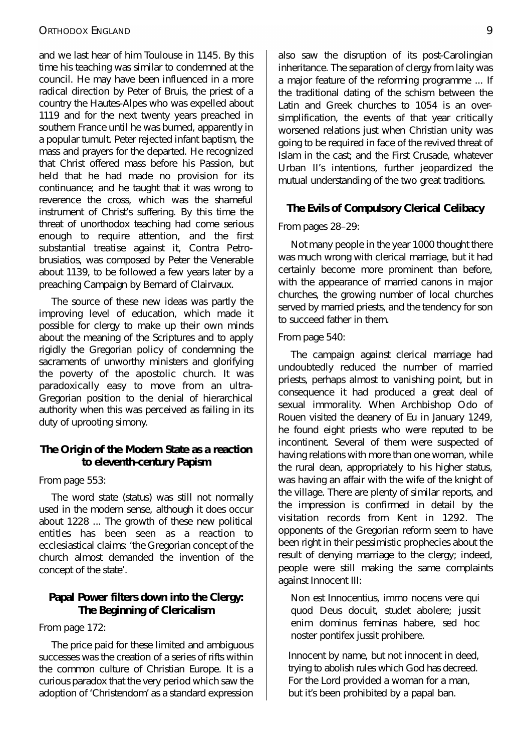and we last hear of him Toulouse in 1145. By this time his teaching was similar to condemned at the council. He may have been influenced in a more radical direction by Peter of Bruis, the priest of a country the Hautes-Alpes who was expelled about 1119 and for the next twenty years preached in southern France until he was burned, apparently in a popular tumult. Peter rejected infant baptism, the mass and prayers for the departed. He recognized that Christ offered mass before his Passion, but held that he had made no provision for its continuance; and he taught that it was wrong to reverence the cross, which was the shameful instrument of Christ's suffering. By this time the threat of unorthodox teaching had come serious enough to require attention, and the first substantial treatise against it, Contra Petrobrusiatios, was composed by Peter the Venerable about 1139, to be followed a few years later by a preaching Campaign by Bernard of Clairvaux.

The source of these new ideas was partly the improving level of education, which made it possible for clergy to make up their own minds about the meaning of the Scriptures and to apply rigidly the Gregorian policy of condemning the sacraments of unworthy ministers and glorifying the poverty of the apostolic church. It was paradoxically easy to move from an ultra-Gregorian position to the denial of hierarchical authority when this was perceived as failing in its duty of uprooting simony.

## The Origin of the Modern State as a reaction to eleventh-century Papism

From page 553:

The word state (status) was still not normally used in the modern sense, although it does occur about 1228 ... The growth of these new political entitles has been seen as a reaction to ecclesiastical claims: 'the Gregorian concept of the church almost demanded the invention of the concept of the state'.

## Papal Power filters down into the Clergy: The Beginning of Clericalism

From page 172:

The price paid for these limited and ambiguous successes was the creation of a series of rifts within the common culture of Christian Europe. It is a curious paradox that the very period which saw the adoption of 'Christendom' as a standard expression also saw the disruption of its post-Carolingian inheritance. The separation of clergy from laity was a major feature of the reforming programme ... If the traditional dating of the schism between the Latin and Greek churches to 1054 is an over-simplification, the events of that year critically worsened relations just when Christian unity was going to be required in face of the revived threat of Islam in the cast; and the First Crusade, whatever Urban II's intentions, further jeopardized the mutual understanding of the two great traditions.

## The Evils of Compulsory Clerical Celibacy

From pages 28–29:

Not many people in the year 1000 thought there was much wrong with clerical marriage, but it had certainly become more prominent than before, with the appearance of married canons in major churches, the growing number of local churches served by married priests, and the tendency for son to succeed father in them.

From page 540:

The campaign against clerical marriage had undoubtedly reduced the number of married priests, perhaps almost to vanishing point, but in consequence it had produced a great deal of sexual immorality. When Archbishop Odo of Rouen visited the deanery of Eu in January 1249, he found eight priests who were reputed to be incontinent. Several of them were suspected of having relations with more than one woman, while the rural dean, appropriately to his higher status, was having an affair with the wife of the knight of the village. There are plenty of similar reports, and the impression is confirmed in detail by the visitation records from Kent in 1292. The opponents of the Gregorian reform seem to have been right in their pessimistic prophecies about the result of denying marriage to the clergy; indeed, people were still making the same complaints against Innocent III:

> Non est Innocentius, immo nocens vere qui quod Deus docuit, studet abolere; jussit enim dominus feminas habere, sed hoc noster pontifex jussit prohibere.

Innocent by name, but not innocent in deed,
trying to abolish rules which God has decreed.
For the Lord provided a woman for a man,
but it's been prohibited by a papal ban.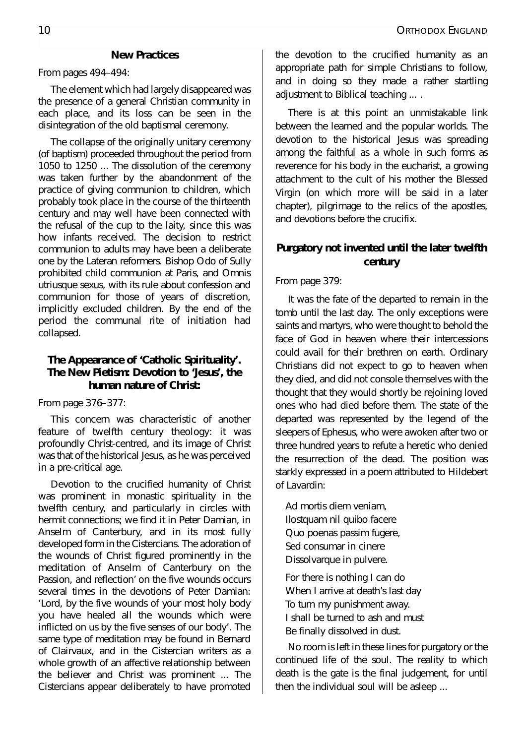### New Practices

From pages 494–494:

The element which had largely disappeared was the presence of a general Christian community in each place, and its loss can be seen in the disintegration of the old baptismal ceremony.

The collapse of the originally unitary ceremony (of baptism) proceeded throughout the period from 1050 to 1250 ... The dissolution of the ceremony was taken further by the abandonment of the practice of giving communion to children, which probably took place in the course of the thirteenth century and may well have been connected with the refusal of the cup to the laity, since this was how infants received. The decision to restrict communion to adults may have been a deliberate one by the Lateran reformers. Bishop Odo of Sully prohibited child communion at Paris, and Omnis utriusque sexus, with its rule about confession and communion for those of years of discretion, implicitly excluded children. By the end of the period the communal rite of initiation had collapsed.

### The Appearance of 'Catholic Spirituality'. The New Pietism: Devotion to 'Jesus', the human nature of Christ:

From page 376–377:

This concern was characteristic of another feature of twelfth century theology: it was profoundly Christ-centred, and its image of Christ was that of the historical Jesus, as he was perceived in a pre-critical age.

Devotion to the crucified humanity of Christ was prominent in monastic spirituality in the twelfth century, and particularly in circles with hermit connections; we find it in Peter Damian, in Anselm of Canterbury, and in its most fully developed form in the Cistercians. The adoration of the wounds of Christ figured prominently in the meditation of Anselm of Canterbury on the Passion, and reflection' on the five wounds occurs several times in the devotions of Peter Damian: 'Lord, by the five wounds of your most holy body you have healed all the wounds which were inflicted on us by the five senses of our body'. The same type of meditation may be found in Bernard of Clairvaux, and in the Cistercian writers as a whole growth of an affective relationship between the believer and Christ was prominent ... The Cistercians appear deliberately to have promoted the devotion to the crucified humanity as an appropriate path for simple Christians to follow, and in doing so they made a rather startling adjustment to Biblical teaching ... .

There is at this point an unmistakable link between the learned and the popular worlds. The devotion to the historical Jesus was spreading among the faithful as a whole in such forms as reverence for his body in the eucharist, a growing attachment to the cult of his mother the Blessed Virgin (on which more will be said in a later chapter), pilgrimage to the relics of the apostles, and devotions before the crucifix.

### Purgatory not invented until the later twelfth century

From page 379:

It was the fate of the departed to remain in the tomb until the last day. The only exceptions were saints and martyrs, who were thought to behold the face of God in heaven where their intercessions could avail for their brethren on earth. Ordinary Christians did not expect to go to heaven when they died, and did not console themselves with the thought that they would shortly be rejoining loved ones who had died before them. The state of the departed was represented by the legend of the sleepers of Ephesus, who were awoken after two or three hundred years to refute a heretic who denied the resurrection of the dead. The position was starkly expressed in a poem attributed to Hildebert of Lavardin:

Ad mortis diem veniam,  
Ilostquam nil quibo facere  
Quo poenas passim fugere,  
Sed consumar in cinere  
Dissolvarque in pulvere.

For there is nothing I can do  
When I arrive at death's last day  
To turn my punishment away.  
I shall be turned to ash and must  
Be finally dissolved in dust.

No room is left in these lines for purgatory or the continued life of the soul. The reality to which death is the gate is the final judgement, for until then the individual soul will be asleep ...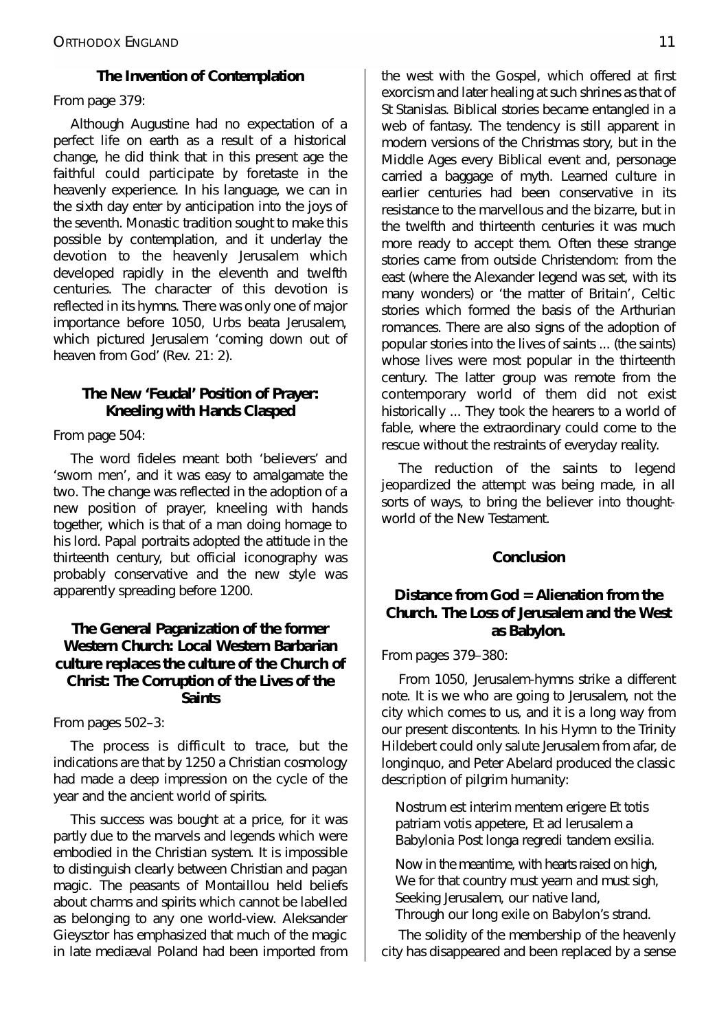### The Invention of Contemplation

From page 379:

Although Augustine had no expectation of a perfect life on earth as a result of a historical change, he did think that in this present age the faithful could participate by foretaste in the heavenly experience. In his language, we can in the sixth day enter by anticipation into the joys of the seventh. Monastic tradition sought to make this possible by contemplation, and it underlay the devotion to the heavenly Jerusalem which developed rapidly in the eleventh and twelfth centuries. The character of this devotion is reflected in its hymns. There was only one of major importance before 1050, Urbs beata Jerusalem, which pictured Jerusalem 'coming down out of heaven from God' (Rev. 21: 2).

### The New 'Feudal' Position of Prayer: Kneeling with Hands Clasped

From page 504:

The word fideles meant both 'believers' and 'sworn men', and it was easy to amalgamate the two. The change was reflected in the adoption of a new position of prayer, kneeling with hands together, which is that of a man doing homage to his lord. Papal portraits adopted the attitude in the thirteenth century, but official iconography was probably conservative and the new style was apparently spreading before 1200.

### The General Paganization of the former Western Church: Local Western Barbarian culture replaces the culture of the Church of Christ: The Corruption of the Lives of the Saints

From pages 502–3:

The process is difficult to trace, but the indications are that by 1250 a Christian cosmology had made a deep impression on the cycle of the year and the ancient world of spirits.

This success was bought at a price, for it was partly due to the marvels and legends which were embodied in the Christian system. It is impossible to distinguish clearly between Christian and pagan magic. The peasants of Montaillou held beliefs about charms and spirits which cannot be labelled as belonging to any one world-view. Aleksander Gieysztor has emphasized that much of the magic in late mediæval Poland had been imported from the west with the Gospel, which offered at first exorcism and later healing at such shrines as that of St Stanislas. Biblical stories became entangled in a web of fantasy. The tendency is still apparent in modern versions of the Christmas story, but in the Middle Ages every Biblical event and, personage carried a baggage of myth. Learned culture in earlier centuries had been conservative in its resistance to the marvellous and the bizarre, but in the twelfth and thirteenth centuries it was much more ready to accept them. Often these strange stories came from outside Christendom: from the east (where the Alexander legend was set, with its many wonders) or 'the matter of Britain', Celtic stories which formed the basis of the Arthurian romances. There are also signs of the adoption of popular stories into the lives of saints ... (the saints) whose lives were most popular in the thirteenth century. The latter group was remote from the contemporary world of them did not exist historically ... They took the hearers to a world of fable, where the extraordinary could come to the rescue without the restraints of everyday reality.

The reduction of the saints to legend jeopardized the attempt was being made, in all sorts of ways, to bring the believer into thought-world of the New Testament.

## Conclusion

### Distance from God = Alienation from the Church. The Loss of Jerusalem and the West as Babylon.

From pages 379–380:

From 1050, Jerusalem-hymns strike a different note. It is we who are going to Jerusalem, not the city which comes to us, and it is a long way from our present discontents. In his Hymn to the Trinity Hildebert could only salute Jerusalem from afar, de longinquo, and Peter Abelard produced the classic description of pilgrim humanity:

> Nostrum est interim mentem erigere Et totis patriam votis appetere, Et ad lerusalem a Babylonia Post longa regredi tandem exsilia.
>
> Now in the meantime, with hearts raised on high,
> We for that country must yearn and must sigh,
> Seeking Jerusalem, our native land,
> Through our long exile on Babylon's strand.

The solidity of the membership of the heavenly city has disappeared and been replaced by a sense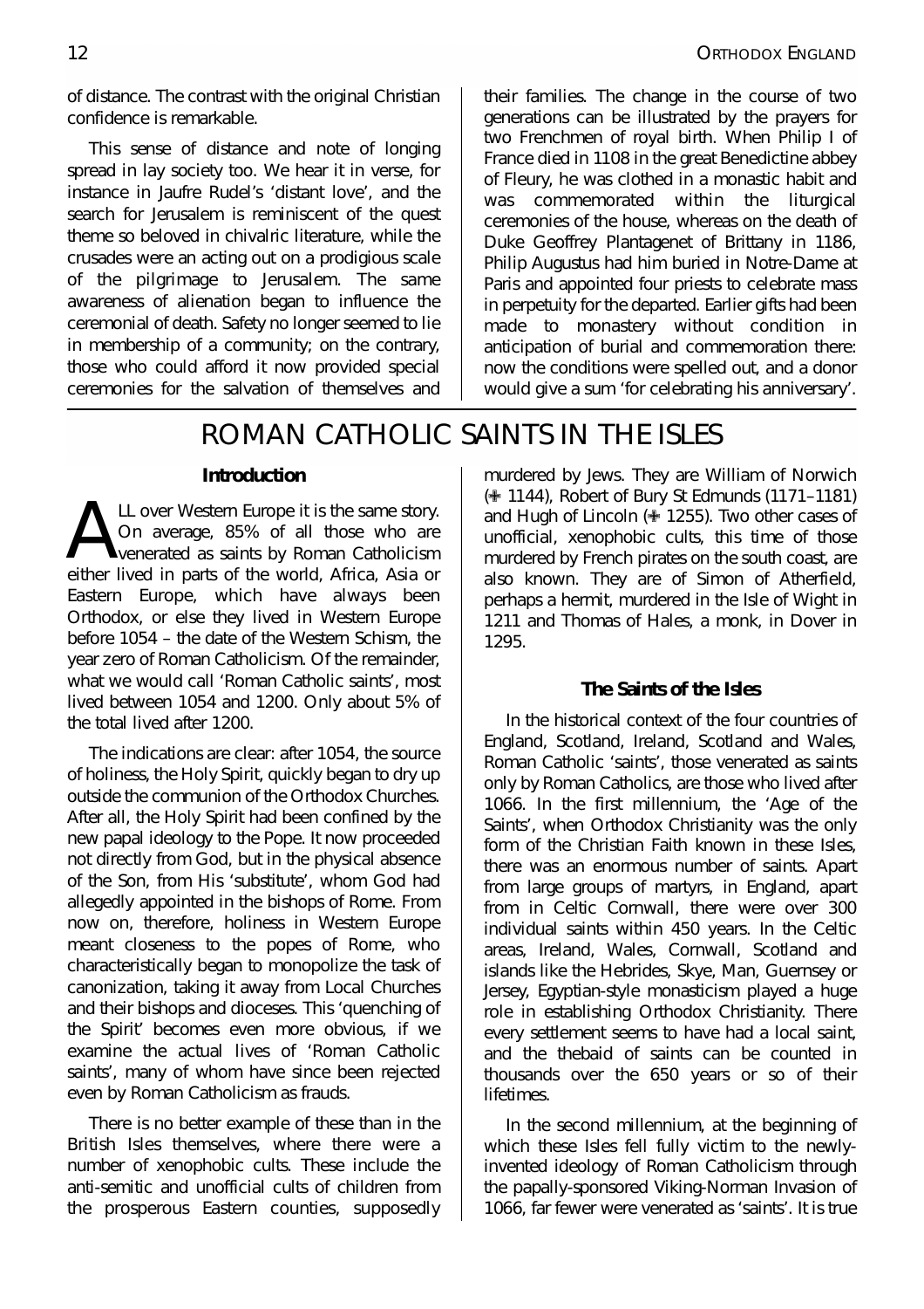of distance. The contrast with the original Christian confidence is remarkable.

This sense of distance and note of longing spread in lay society too. We hear it in verse, for instance in Jaufre Rudel's 'distant love', and the search for Jerusalem is reminiscent of the quest theme so beloved in chivalric literature, while the crusades were an acting out on a prodigious scale of the pilgrimage to Jerusalem. The same awareness of alienation began to influence the ceremonial of death. Safety no longer seemed to lie in membership of a community; on the contrary, those who could afford it now provided special ceremonies for the salvation of themselves and their families. The change in the course of two generations can be illustrated by the prayers for two Frenchmen of royal birth. When Philip I of France died in 1108 in the great Benedictine abbey of Fleury, he was clothed in a monastic habit and was commemorated within the liturgical ceremonies of the house, whereas on the death of Duke Geoffrey Plantagenet of Brittany in 1186, Philip Augustus had him buried in Notre-Dame at Paris and appointed four priests to celebrate mass in perpetuity for the departed. Earlier gifts had been made to monastery without condition in anticipation of burial and commemoration there: now the conditions were spelled out, and a donor would give a sum 'for celebrating his anniversary'.

# ROMAN CATHOLIC SAINTS IN THE ISLES

### Introduction

ALL over Western Europe it is the same story. On average, 85% of all those who are venerated as saints by Roman Catholicism either lived in parts of the world, Africa, Asia or Eastern Europe, which have always been Orthodox, or else they lived in Western Europe before 1054 – the date of the Western Schism, the year zero of Roman Catholicism. Of the remainder, what we would call 'Roman Catholic saints', most lived between 1054 and 1200. Only about 5% of the total lived after 1200.

The indications are clear: after 1054, the source of holiness, the Holy Spirit, quickly began to dry up outside the communion of the Orthodox Churches. After all, the Holy Spirit had been confined by the new papal ideology to the Pope. It now proceeded not directly from God, but in the physical absence of the Son, from His 'substitute', whom God had allegedly appointed in the bishops of Rome. From now on, therefore, holiness in Western Europe meant closeness to the popes of Rome, who characteristically began to monopolize the task of canonization, taking it away from Local Churches and their bishops and dioceses. This 'quenching of the Spirit' becomes even more obvious, if we examine the actual lives of 'Roman Catholic saints', many of whom have since been rejected even by Roman Catholicism as frauds.

There is no better example of these than in the British Isles themselves, where there were a number of xenophobic cults. These include the anti-semitic and unofficial cults of children from the prosperous Eastern counties, supposedly murdered by Jews. They are William of Norwich (✠ 1144), Robert of Bury St Edmunds (1171–1181) and Hugh of Lincoln (✠ 1255). Two other cases of unofficial, xenophobic cults, this time of those murdered by French pirates on the south coast, are also known. They are of Simon of Atherfield, perhaps a hermit, murdered in the Isle of Wight in 1211 and Thomas of Hales, a monk, in Dover in 1295.

### The Saints of the Isles

In the historical context of the four countries of England, Scotland, Ireland, Scotland and Wales, Roman Catholic 'saints', those venerated as saints only by Roman Catholics, are those who lived after 1066. In the first millennium, the 'Age of the Saints', when Orthodox Christianity was the only form of the Christian Faith known in these Isles, there was an enormous number of saints. Apart from large groups of martyrs, in England, apart from in Celtic Cornwall, there were over 300 individual saints within 450 years. In the Celtic areas, Ireland, Wales, Cornwall, Scotland and islands like the Hebrides, Skye, Man, Guernsey or Jersey, Egyptian-style monasticism played a huge role in establishing Orthodox Christianity. There every settlement seems to have had a local saint, and the thebaid of saints can be counted in thousands over the 650 years or so of their lifetimes.

In the second millennium, at the beginning of which these Isles fell fully victim to the newly-invented ideology of Roman Catholicism through the papally-sponsored Viking-Norman Invasion of 1066, far fewer were venerated as 'saints'. It is true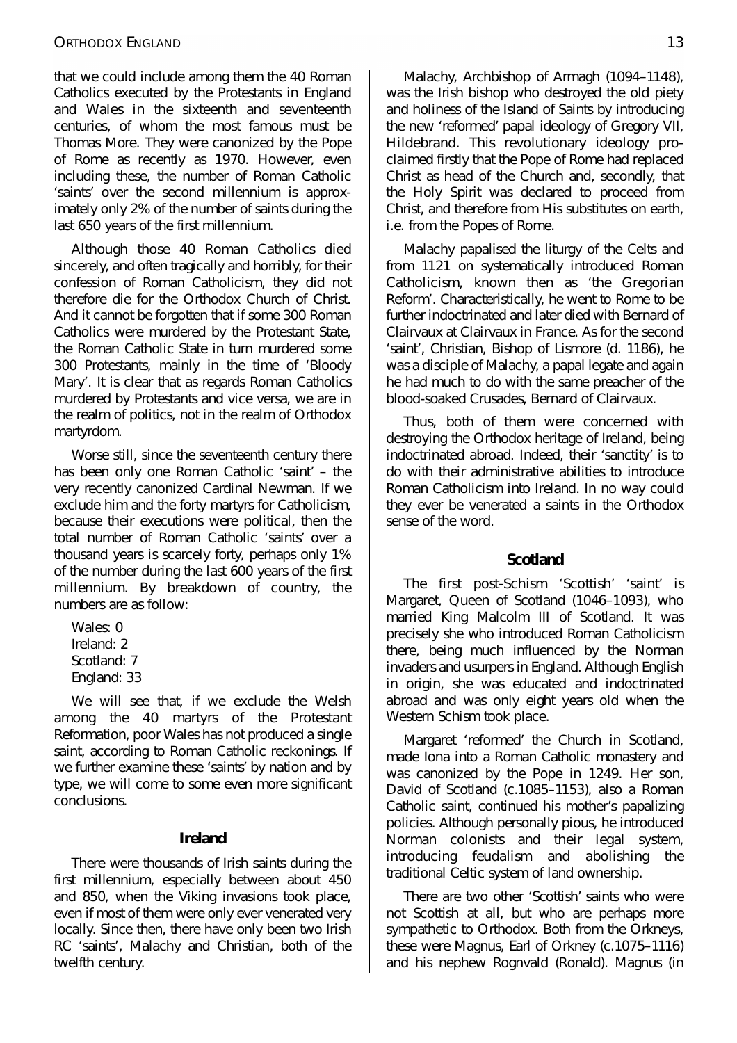that we could include among them the 40 Roman Catholics executed by the Protestants in England and Wales in the sixteenth and seventeenth centuries, of whom the most famous must be Thomas More. They were canonized by the Pope of Rome as recently as 1970. However, even including these, the number of Roman Catholic 'saints' over the second millennium is approximately only 2% of the number of saints during the last 650 years of the first millennium.

Although those 40 Roman Catholics died sincerely, and often tragically and horribly, for their confession of Roman Catholicism, they did not therefore die for the Orthodox Church of Christ. And it cannot be forgotten that if some 300 Roman Catholics were murdered by the Protestant State, the Roman Catholic State in turn murdered some 300 Protestants, mainly in the time of 'Bloody Mary'. It is clear that as regards Roman Catholics murdered by Protestants and vice versa, we are in the realm of politics, not in the realm of Orthodox martyrdom.

Worse still, since the seventeenth century there has been only one Roman Catholic 'saint' – the very recently canonized Cardinal Newman. If we exclude him and the forty martyrs for Catholicism, because their executions were political, then the total number of Roman Catholic 'saints' over a thousand years is scarcely forty, perhaps only 1% of the number during the last 600 years of the first millennium. By breakdown of country, the numbers are as follow:

Wales: 0
Ireland: 2
Scotland: 7
England: 33

We will see that, if we exclude the Welsh among the 40 martyrs of the Protestant Reformation, poor Wales has not produced a single saint, according to Roman Catholic reckonings. If we further examine these 'saints' by nation and by type, we will come to some even more significant conclusions.

## Ireland

There were thousands of Irish saints during the first millennium, especially between about 450 and 850, when the Viking invasions took place, even if most of them were only ever venerated very locally. Since then, there have only been two Irish RC 'saints', Malachy and Christian, both of the twelfth century.

Malachy, Archbishop of Armagh (1094–1148), was the Irish bishop who destroyed the old piety and holiness of the Island of Saints by introducing the new 'reformed' papal ideology of Gregory VII, Hildebrand. This revolutionary ideology proclaimed firstly that the Pope of Rome had replaced Christ as head of the Church and, secondly, that the Holy Spirit was declared to proceed from Christ, and therefore from His substitutes on earth, i.e. from the Popes of Rome.

Malachy papalised the liturgy of the Celts and from 1121 on systematically introduced Roman Catholicism, known then as 'the Gregorian Reform'. Characteristically, he went to Rome to be further indoctrinated and later died with Bernard of Clairvaux at Clairvaux in France. As for the second 'saint', Christian, Bishop of Lismore (d. 1186), he was a disciple of Malachy, a papal legate and again he had much to do with the same preacher of the blood-soaked Crusades, Bernard of Clairvaux.

Thus, both of them were concerned with destroying the Orthodox heritage of Ireland, being indoctrinated abroad. Indeed, their 'sanctity' is to do with their administrative abilities to introduce Roman Catholicism into Ireland. In no way could they ever be venerated a saints in the Orthodox sense of the word.

## Scotland

The first post-Schism 'Scottish' 'saint' is Margaret, Queen of Scotland (1046–1093), who married King Malcolm III of Scotland. It was precisely she who introduced Roman Catholicism there, being much influenced by the Norman invaders and usurpers in England. Although English in origin, she was educated and indoctrinated abroad and was only eight years old when the Western Schism took place.

Margaret 'reformed' the Church in Scotland, made Iona into a Roman Catholic monastery and was canonized by the Pope in 1249. Her son, David of Scotland (c.1085–1153), also a Roman Catholic saint, continued his mother's papalizing policies. Although personally pious, he introduced Norman colonists and their legal system, introducing feudalism and abolishing the traditional Celtic system of land ownership.

There are two other 'Scottish' saints who were not Scottish at all, but who are perhaps more sympathetic to Orthodox. Both from the Orkneys, these were Magnus, Earl of Orkney (c.1075–1116) and his nephew Rognvald (Ronald). Magnus (in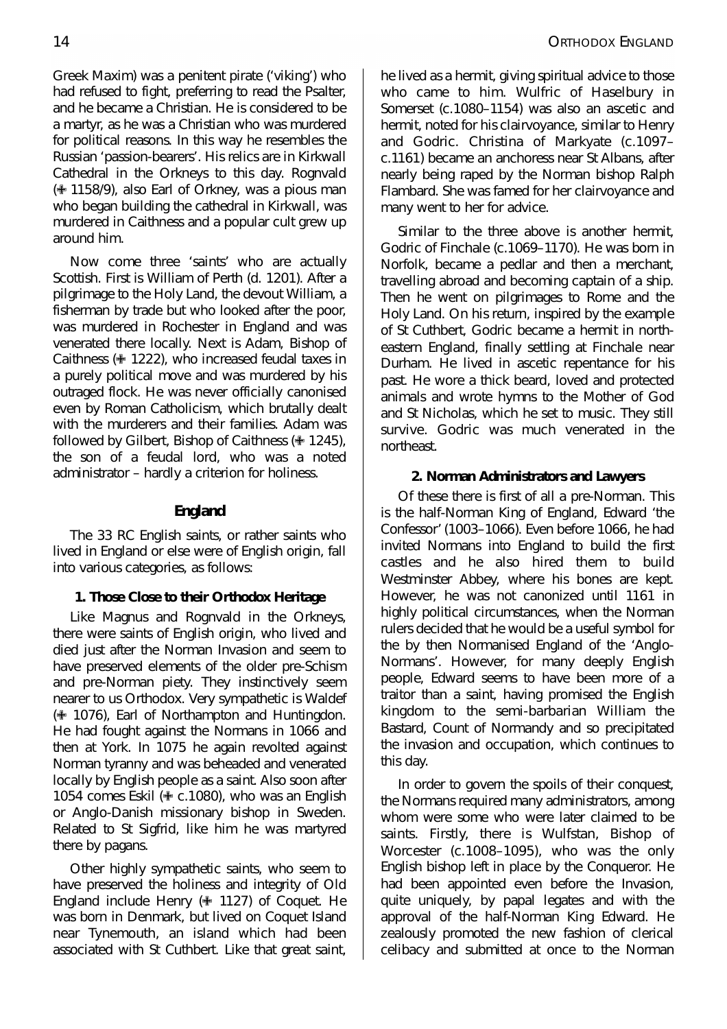Greek Maxim) was a penitent pirate ('viking') who had refused to fight, preferring to read the Psalter, and he became a Christian. He is considered to be a martyr, as he was a Christian who was murdered for political reasons. In this way he resembles the Russian 'passion-bearers'. His relics are in Kirkwall Cathedral in the Orkneys to this day. Rognvald (✠ 1158/9), also Earl of Orkney, was a pious man who began building the cathedral in Kirkwall, was murdered in Caithness and a popular cult grew up around him.

Now come three 'saints' who are actually Scottish. First is William of Perth (d. 1201). After a pilgrimage to the Holy Land, the devout William, a fisherman by trade but who looked after the poor, was murdered in Rochester in England and was venerated there locally. Next is Adam, Bishop of Caithness (✠ 1222), who increased feudal taxes in a purely political move and was murdered by his outraged flock. He was never officially canonised even by Roman Catholicism, which brutally dealt with the murderers and their families. Adam was followed by Gilbert, Bishop of Caithness (✠ 1245), the son of a feudal lord, who was a noted administrator – hardly a criterion for holiness.

## England

The 33 RC English saints, or rather saints who lived in England or else were of English origin, fall into various categories, as follows:

### 1. Those Close to their Orthodox Heritage

Like Magnus and Rognvald in the Orkneys, there were saints of English origin, who lived and died just after the Norman Invasion and seem to have preserved elements of the older pre-Schism and pre-Norman piety. They instinctively seem nearer to us Orthodox. Very sympathetic is Waldef (✠ 1076), Earl of Northampton and Huntingdon. He had fought against the Normans in 1066 and then at York. In 1075 he again revolted against Norman tyranny and was beheaded and venerated locally by English people as a saint. Also soon after 1054 comes Eskil (✠ c.1080), who was an English or Anglo-Danish missionary bishop in Sweden. Related to St Sigfrid, like him he was martyred there by pagans.

Other highly sympathetic saints, who seem to have preserved the holiness and integrity of Old England include Henry (✠ 1127) of Coquet. He was born in Denmark, but lived on Coquet Island near Tynemouth, an island which had been associated with St Cuthbert. Like that great saint, he lived as a hermit, giving spiritual advice to those who came to him. Wulfric of Haselbury in Somerset (c.1080–1154) was also an ascetic and hermit, noted for his clairvoyance, similar to Henry and Godric. Christina of Markyate (c.1097–c.1161) became an anchoress near St Albans, after nearly being raped by the Norman bishop Ralph Flambard. She was famed for her clairvoyance and many went to her for advice.

Similar to the three above is another hermit, Godric of Finchale (c.1069–1170). He was born in Norfolk, became a pedlar and then a merchant, travelling abroad and becoming captain of a ship. Then he went on pilgrimages to Rome and the Holy Land. On his return, inspired by the example of St Cuthbert, Godric became a hermit in north-eastern England, finally settling at Finchale near Durham. He lived in ascetic repentance for his past. He wore a thick beard, loved and protected animals and wrote hymns to the Mother of God and St Nicholas, which he set to music. They still survive. Godric was much venerated in the northeast.

### 2. Norman Administrators and Lawyers

Of these there is first of all a pre-Norman. This is the half-Norman King of England, Edward 'the Confessor' (1003–1066). Even before 1066, he had invited Normans into England to build the first castles and he also hired them to build Westminster Abbey, where his bones are kept. However, he was not canonized until 1161 in highly political circumstances, when the Norman rulers decided that he would be a useful symbol for the by then Normanised England of the 'Anglo-Normans'. However, for many deeply English people, Edward seems to have been more of a traitor than a saint, having promised the English kingdom to the semi-barbarian William the Bastard, Count of Normandy and so precipitated the invasion and occupation, which continues to this day.

In order to govern the spoils of their conquest, the Normans required many administrators, among whom were some who were later claimed to be saints. Firstly, there is Wulfstan, Bishop of Worcester (c.1008–1095), who was the only English bishop left in place by the Conqueror. He had been appointed even before the Invasion, quite uniquely, by papal legates and with the approval of the half-Norman King Edward. He zealously promoted the new fashion of clerical celibacy and submitted at once to the Norman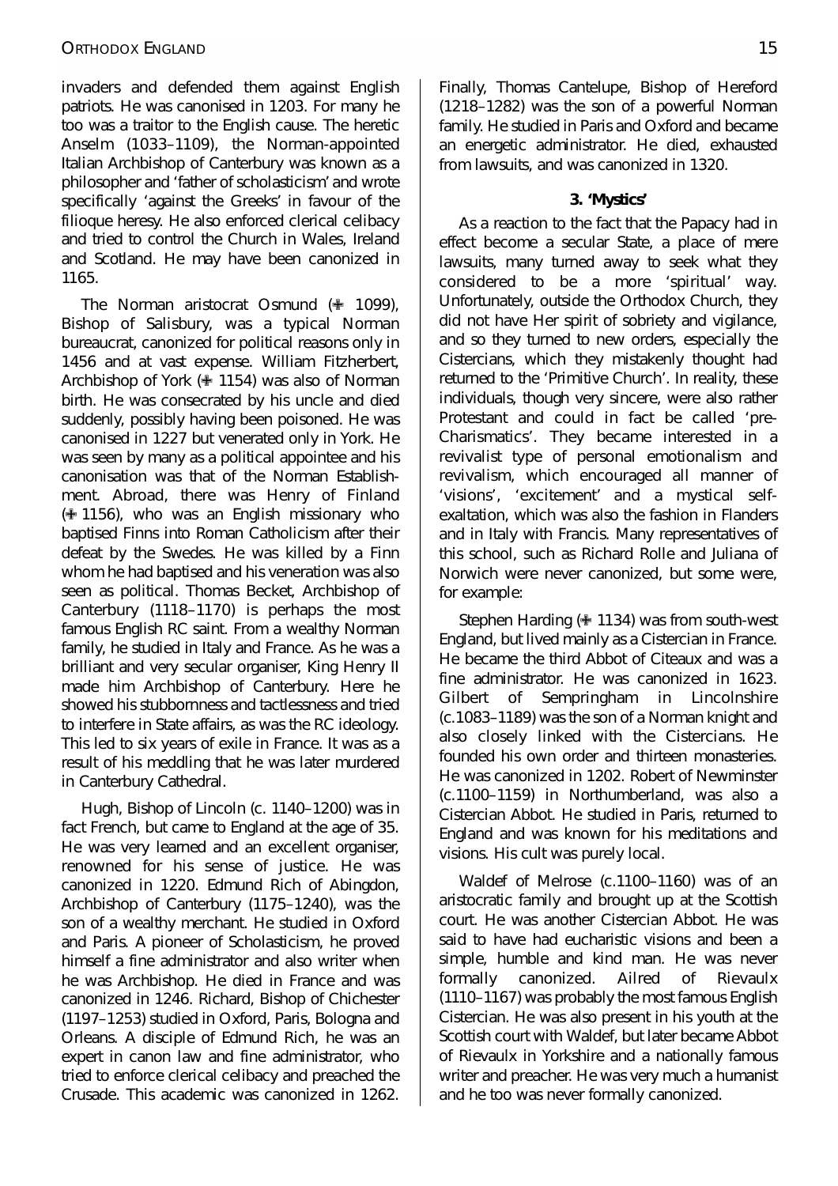invaders and defended them against English patriots. He was canonised in 1203. For many he too was a traitor to the English cause. The heretic Anselm (1033–1109), the Norman-appointed Italian Archbishop of Canterbury was known as a philosopher and 'father of scholasticism' and wrote specifically 'against the Greeks' in favour of the filioque heresy. He also enforced clerical celibacy and tried to control the Church in Wales, Ireland and Scotland. He may have been canonized in 1165.

The Norman aristocrat Osmund (✙ 1099), Bishop of Salisbury, was a typical Norman bureaucrat, canonized for political reasons only in 1456 and at vast expense. William Fitzherbert, Archbishop of York (✙ 1154) was also of Norman birth. He was consecrated by his uncle and died suddenly, possibly having been poisoned. He was canonised in 1227 but venerated only in York. He was seen by many as a political appointee and his canonisation was that of the Norman Establishment. Abroad, there was Henry of Finland (✙ 1156), who was an English missionary who baptised Finns into Roman Catholicism after their defeat by the Swedes. He was killed by a Finn whom he had baptised and his veneration was also seen as political. Thomas Becket, Archbishop of Canterbury (1118–1170) is perhaps the most famous English RC saint. From a wealthy Norman family, he studied in Italy and France. As he was a brilliant and very secular organiser, King Henry II made him Archbishop of Canterbury. Here he showed his stubbornness and tactlessness and tried to interfere in State affairs, as was the RC ideology. This led to six years of exile in France. It was as a result of his meddling that he was later murdered in Canterbury Cathedral.

Hugh, Bishop of Lincoln (c. 1140–1200) was in fact French, but came to England at the age of 35. He was very learned and an excellent organiser, renowned for his sense of justice. He was canonized in 1220. Edmund Rich of Abingdon, Archbishop of Canterbury (1175–1240), was the son of a wealthy merchant. He studied in Oxford and Paris. A pioneer of Scholasticism, he proved himself a fine administrator and also writer when he was Archbishop. He died in France and was canonized in 1246. Richard, Bishop of Chichester (1197–1253) studied in Oxford, Paris, Bologna and Orleans. A disciple of Edmund Rich, he was an expert in canon law and fine administrator, who tried to enforce clerical celibacy and preached the Crusade. This academic was canonized in 1262. Finally, Thomas Cantelupe, Bishop of Hereford (1218–1282) was the son of a powerful Norman family. He studied in Paris and Oxford and became an energetic administrator. He died, exhausted from lawsuits, and was canonized in 1320.

### 3. 'Mystics'

As a reaction to the fact that the Papacy had in effect become a secular State, a place of mere lawsuits, many turned away to seek what they considered to be a more 'spiritual' way. Unfortunately, outside the Orthodox Church, they did not have Her spirit of sobriety and vigilance, and so they turned to new orders, especially the Cistercians, which they mistakenly thought had returned to the 'Primitive Church'. In reality, these individuals, though very sincere, were also rather Protestant and could in fact be called 'pre-Charismatics'. They became interested in a revivalist type of personal emotionalism and revivalism, which encouraged all manner of 'visions', 'excitement' and a mystical self-exaltation, which was also the fashion in Flanders and in Italy with Francis. Many representatives of this school, such as Richard Rolle and Juliana of Norwich were never canonized, but some were, for example:

Stephen Harding (✙ 1134) was from south-west England, but lived mainly as a Cistercian in France. He became the third Abbot of Citeaux and was a fine administrator. He was canonized in 1623. Gilbert of Sempringham in Lincolnshire (c.1083–1189) was the son of a Norman knight and also closely linked with the Cistercians. He founded his own order and thirteen monasteries. He was canonized in 1202. Robert of Newminster (c.1100–1159) in Northumberland, was also a Cistercian Abbot. He studied in Paris, returned to England and was known for his meditations and visions. His cult was purely local.

Waldef of Melrose (c.1100–1160) was of an aristocratic family and brought up at the Scottish court. He was another Cistercian Abbot. He was said to have had eucharistic visions and been a simple, humble and kind man. He was never formally canonized. Ailred of Rievaulx (1110–1167) was probably the most famous English Cistercian. He was also present in his youth at the Scottish court with Waldef, but later became Abbot of Rievaulx in Yorkshire and a nationally famous writer and preacher. He was very much a humanist and he too was never formally canonized.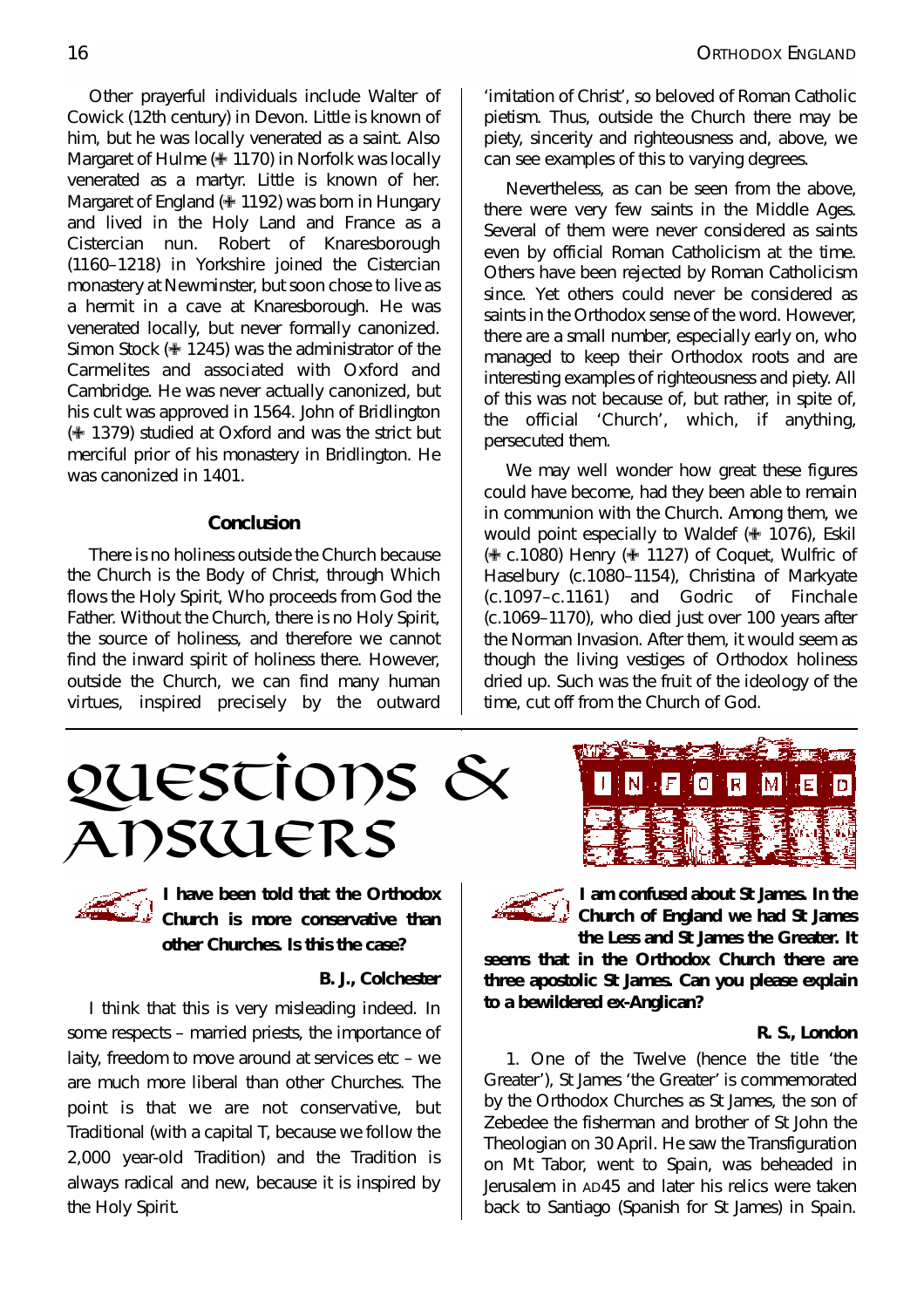Other prayerful individuals include Walter of Cowick (12th century) in Devon. Little is known of him, but he was locally venerated as a saint. Also Margaret of Hulme (✠ 1170) in Norfolk was locally venerated as a martyr. Little is known of her. Margaret of England (✠ 1192) was born in Hungary and lived in the Holy Land and France as a Cistercian nun. Robert of Knaresborough (1160–1218) in Yorkshire joined the Cistercian monastery at Newminster, but soon chose to live as a hermit in a cave at Knaresborough. He was venerated locally, but never formally canonized. Simon Stock (✠ 1245) was the administrator of the Carmelites and associated with Oxford and Cambridge. He was never actually canonized, but his cult was approved in 1564. John of Bridlington (✠ 1379) studied at Oxford and was the strict but merciful prior of his monastery in Bridlington. He was canonized in 1401.

### Conclusion

There is no holiness outside the Church because the Church is the Body of Christ, through Which flows the Holy Spirit, Who proceeds from God the Father. Without the Church, there is no Holy Spirit, the source of holiness, and therefore we cannot find the inward spirit of holiness there. However, outside the Church, we can find many human virtues, inspired precisely by the outward 'imitation of Christ', so beloved of Roman Catholic pietism. Thus, outside the Church there may be piety, sincerity and righteousness and, above, we can see examples of this to varying degrees.

Nevertheless, as can be seen from the above, there were very few saints in the Middle Ages. Several of them were never considered as saints even by official Roman Catholicism at the time. Others have been rejected by Roman Catholicism since. Yet others could never be considered as saints in the Orthodox sense of the word. However, there are a small number, especially early on, who managed to keep their Orthodox roots and are interesting examples of righteousness and piety. All of this was not because of, but rather, in spite of, the official 'Church', which, if anything, persecuted them.

We may well wonder how great these figures could have become, had they been able to remain in communion with the Church. Among them, we would point especially to Waldef (✠ 1076), Eskil (✠ c.1080) Henry (✠ 1127) of Coquet, Wulfric of Haselbury (c.1080–1154), Christina of Markyate (c.1097–c.1161) and Godric of Finchale (c.1069–1170), who died just over 100 years after the Norman Invasion. After them, it would seem as though the living vestiges of Orthodox holiness dried up. Such was the fruit of the ideology of the time, cut off from the Church of God.

# Questions & Answers

INFORMED

**I have been told that the Orthodox Church is more conservative than other Churches. Is this the case?**

**B. J., Colchester**

I think that this is very misleading indeed. In some respects – married priests, the importance of laity, freedom to move around at services etc – we are much more liberal than other Churches. The point is that we are not conservative, but Traditional (with a capital T, because we follow the 2,000 year-old Tradition) and the Tradition is always radical and new, because it is inspired by the Holy Spirit.

**I am confused about St James. In the Church of England we had St James the Less and St James the Greater. It seems that in the Orthodox Church there are three apostolic St James. Can you please explain to a bewildered ex-Anglican?**

**R. S., London**

1. One of the Twelve (hence the title 'the Greater'), St James 'the Greater' is commemorated by the Orthodox Churches as St James, the son of Zebedee the fisherman and brother of St John the Theologian on 30 April. He saw the Transfiguration on Mt Tabor, went to Spain, was beheaded in Jerusalem in AD45 and later his relics were taken back to Santiago (Spanish for St James) in Spain.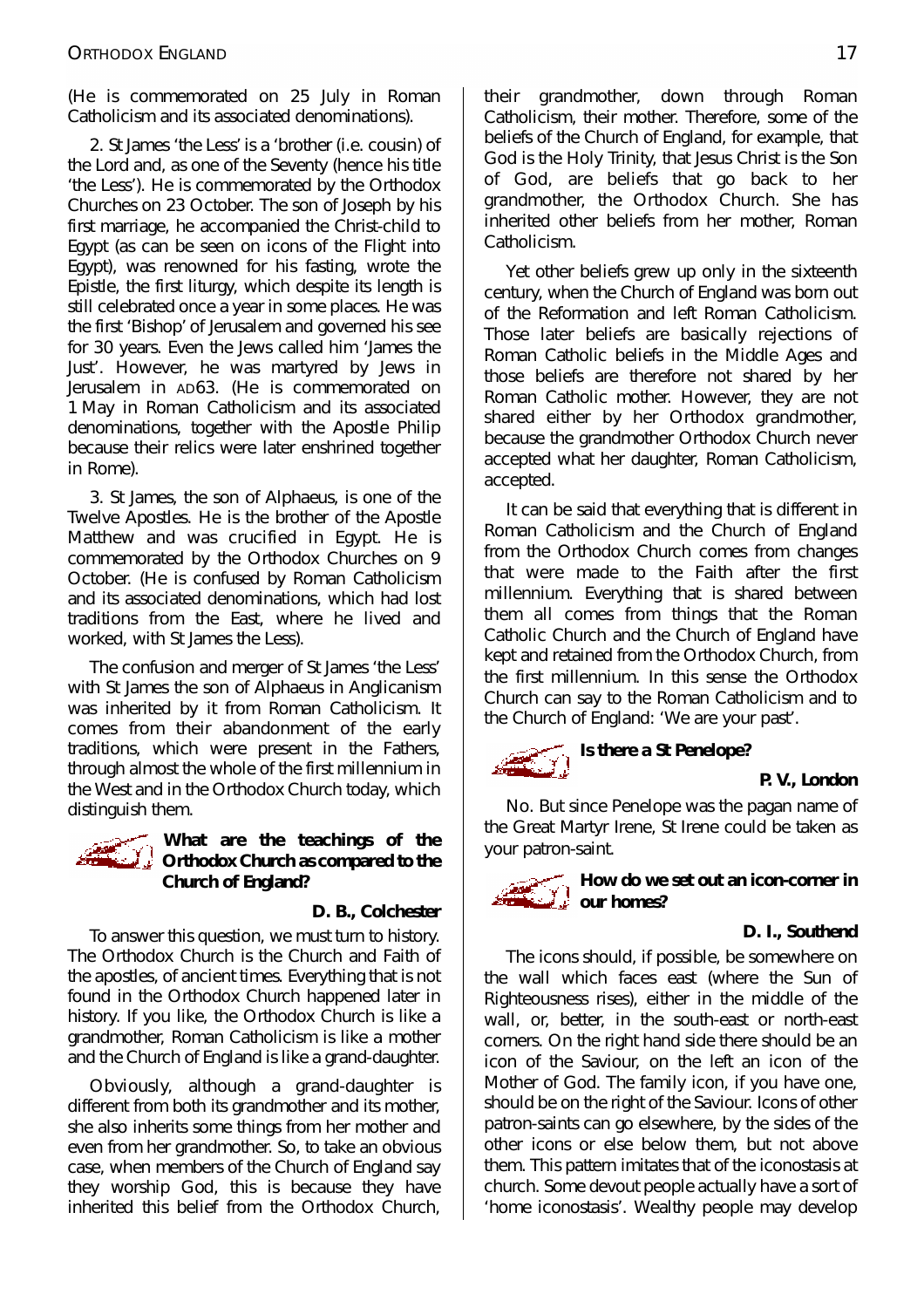(He is commemorated on 25 July in Roman Catholicism and its associated denominations).

2. St James 'the Less' is a 'brother (i.e. cousin) of the Lord and, as one of the Seventy (hence his title 'the Less'). He is commemorated by the Orthodox Churches on 23 October. The son of Joseph by his first marriage, he accompanied the Christ-child to Egypt (as can be seen on icons of the Flight into Egypt), was renowned for his fasting, wrote the Epistle, the first liturgy, which despite its length is still celebrated once a year in some places. He was the first 'Bishop' of Jerusalem and governed his see for 30 years. Even the Jews called him 'James the Just'. However, he was martyred by Jews in Jerusalem in AD63. (He is commemorated on 1 May in Roman Catholicism and its associated denominations, together with the Apostle Philip because their relics were later enshrined together in Rome).

3. St James, the son of Alphaeus, is one of the Twelve Apostles. He is the brother of the Apostle Matthew and was crucified in Egypt. He is commemorated by the Orthodox Churches on 9 October. (He is confused by Roman Catholicism and its associated denominations, which had lost traditions from the East, where he lived and worked, with St James the Less).

The confusion and merger of St James 'the Less' with St James the son of Alphaeus in Anglicanism was inherited by it from Roman Catholicism. It comes from their abandonment of the early traditions, which were present in the Fathers, through almost the whole of the first millennium in the West and in the Orthodox Church today, which distinguish them.

**What are the teachings of the Orthodox Church as compared to the Church of England?**

**D. B., Colchester**

To answer this question, we must turn to history. The Orthodox Church is the Church and Faith of the apostles, of ancient times. Everything that is not found in the Orthodox Church happened later in history. If you like, the Orthodox Church is like a grandmother, Roman Catholicism is like a mother and the Church of England is like a grand-daughter.

Obviously, although a grand-daughter is different from both its grandmother and its mother, she also inherits some things from her mother and even from her grandmother. So, to take an obvious case, when members of the Church of England say they worship God, this is because they have inherited this belief from the Orthodox Church, their grandmother, down through Roman Catholicism, their mother. Therefore, some of the beliefs of the Church of England, for example, that God is the Holy Trinity, that Jesus Christ is the Son of God, are beliefs that go back to her grandmother, the Orthodox Church. She has inherited other beliefs from her mother, Roman Catholicism.

Yet other beliefs grew up only in the sixteenth century, when the Church of England was born out of the Reformation and left Roman Catholicism. Those later beliefs are basically rejections of Roman Catholic beliefs in the Middle Ages and those beliefs are therefore not shared by her Roman Catholic mother. However, they are not shared either by her Orthodox grandmother, because the grandmother Orthodox Church never accepted what her daughter, Roman Catholicism, accepted.

It can be said that everything that is different in Roman Catholicism and the Church of England from the Orthodox Church comes from changes that were made to the Faith after the first millennium. Everything that is shared between them all comes from things that the Roman Catholic Church and the Church of England have kept and retained from the Orthodox Church, from the first millennium. In this sense the Orthodox Church can say to the Roman Catholicism and to the Church of England: 'We are your past'.

**Is there a St Penelope?**

**P. V., London**

No. But since Penelope was the pagan name of the Great Martyr Irene, St Irene could be taken as your patron-saint.

**How do we set out an icon-corner in our homes?**

**D. I., Southend**

The icons should, if possible, be somewhere on the wall which faces east (where the Sun of Righteousness rises), either in the middle of the wall, or, better, in the south-east or north-east corners. On the right hand side there should be an icon of the Saviour, on the left an icon of the Mother of God. The family icon, if you have one, should be on the right of the Saviour. Icons of other patron-saints can go elsewhere, by the sides of the other icons or else below them, but not above them. This pattern imitates that of the iconostasis at church. Some devout people actually have a sort of 'home iconostasis'. Wealthy people may develop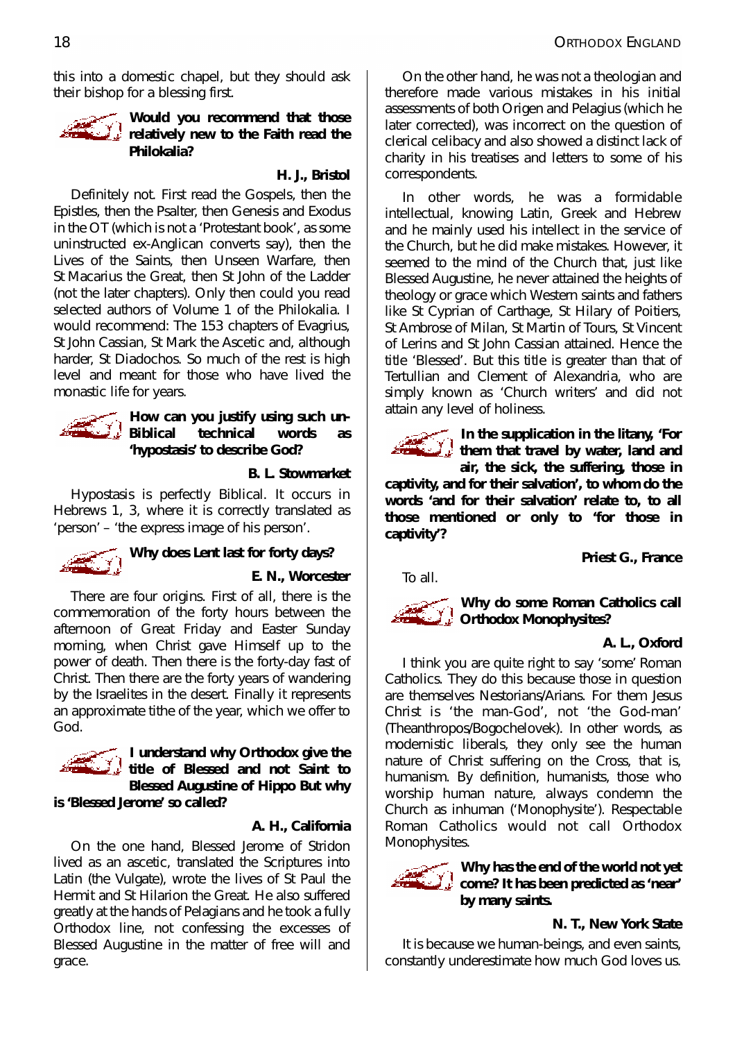this into a domestic chapel, but they should ask their bishop for a blessing first.

**Would you recommend that those relatively new to the Faith read the Philokalia?**

**H. J., Bristol**

Definitely not. First read the Gospels, then the Epistles, then the Psalter, then Genesis and Exodus in the OT (which is not a 'Protestant book', as some uninstructed ex-Anglican converts say), then the Lives of the Saints, then Unseen Warfare, then St Macarius the Great, then St John of the Ladder (not the later chapters). Only then could you read selected authors of Volume 1 of the Philokalia. I would recommend: The 153 chapters of Evagrius, St John Cassian, St Mark the Ascetic and, although harder, St Diadochos. So much of the rest is high level and meant for those who have lived the monastic life for years.

**How can you justify using such un-Biblical technical words as 'hypostasis' to describe God?**

**B. L. Stowmarket**

Hypostasis is perfectly Biblical. It occurs in Hebrews 1, 3, where it is correctly translated as 'person' – 'the express image of his person'.

**Why does Lent last for forty days?**

**E. N., Worcester**

There are four origins. First of all, there is the commemoration of the forty hours between the afternoon of Great Friday and Easter Sunday morning, when Christ gave Himself up to the power of death. Then there is the forty-day fast of Christ. Then there are the forty years of wandering by the Israelites in the desert. Finally it represents an approximate tithe of the year, which we offer to God.

**I understand why Orthodox give the title of Blessed and not Saint to Blessed Augustine of Hippo But why is 'Blessed Jerome' so called?**

**A. H., California**

On the one hand, Blessed Jerome of Stridon lived as an ascetic, translated the Scriptures into Latin (the Vulgate), wrote the lives of St Paul the Hermit and St Hilarion the Great. He also suffered greatly at the hands of Pelagians and he took a fully Orthodox line, not confessing the excesses of Blessed Augustine in the matter of free will and grace.

On the other hand, he was not a theologian and therefore made various mistakes in his initial assessments of both Origen and Pelagius (which he later corrected), was incorrect on the question of clerical celibacy and also showed a distinct lack of charity in his treatises and letters to some of his correspondents.

In other words, he was a formidable intellectual, knowing Latin, Greek and Hebrew and he mainly used his intellect in the service of the Church, but he did make mistakes. However, it seemed to the mind of the Church that, just like Blessed Augustine, he never attained the heights of theology or grace which Western saints and fathers like St Cyprian of Carthage, St Hilary of Poitiers, St Ambrose of Milan, St Martin of Tours, St Vincent of Lerins and St John Cassian attained. Hence the title 'Blessed'. But this title is greater than that of Tertullian and Clement of Alexandria, who are simply known as 'Church writers' and did not attain any level of holiness.

**In the supplication in the litany, 'For them that travel by water, land and air, the sick, the suffering, those in captivity, and for their salvation', to whom do the words 'and for their salvation' relate to, to all those mentioned or only to 'for those in captivity'?**

**Priest G., France**

To all.

**Why do some Roman Catholics call Orthodox Monophysites?**

**A. L., Oxford**

I think you are quite right to say 'some' Roman Catholics. They do this because those in question are themselves Nestorians/Arians. For them Jesus Christ is 'the man-God', not 'the God-man' (Theanthropos/Bogochelovek). In other words, as modernistic liberals, they only see the human nature of Christ suffering on the Cross, that is, humanism. By definition, humanists, those who worship human nature, always condemn the Church as inhuman ('Monophysite'). Respectable Roman Catholics would not call Orthodox Monophysites.

**Why has the end of the world not yet come? It has been predicted as 'near' by many saints.**

**N. T., New York State**

It is because we human-beings, and even saints, constantly underestimate how much God loves us.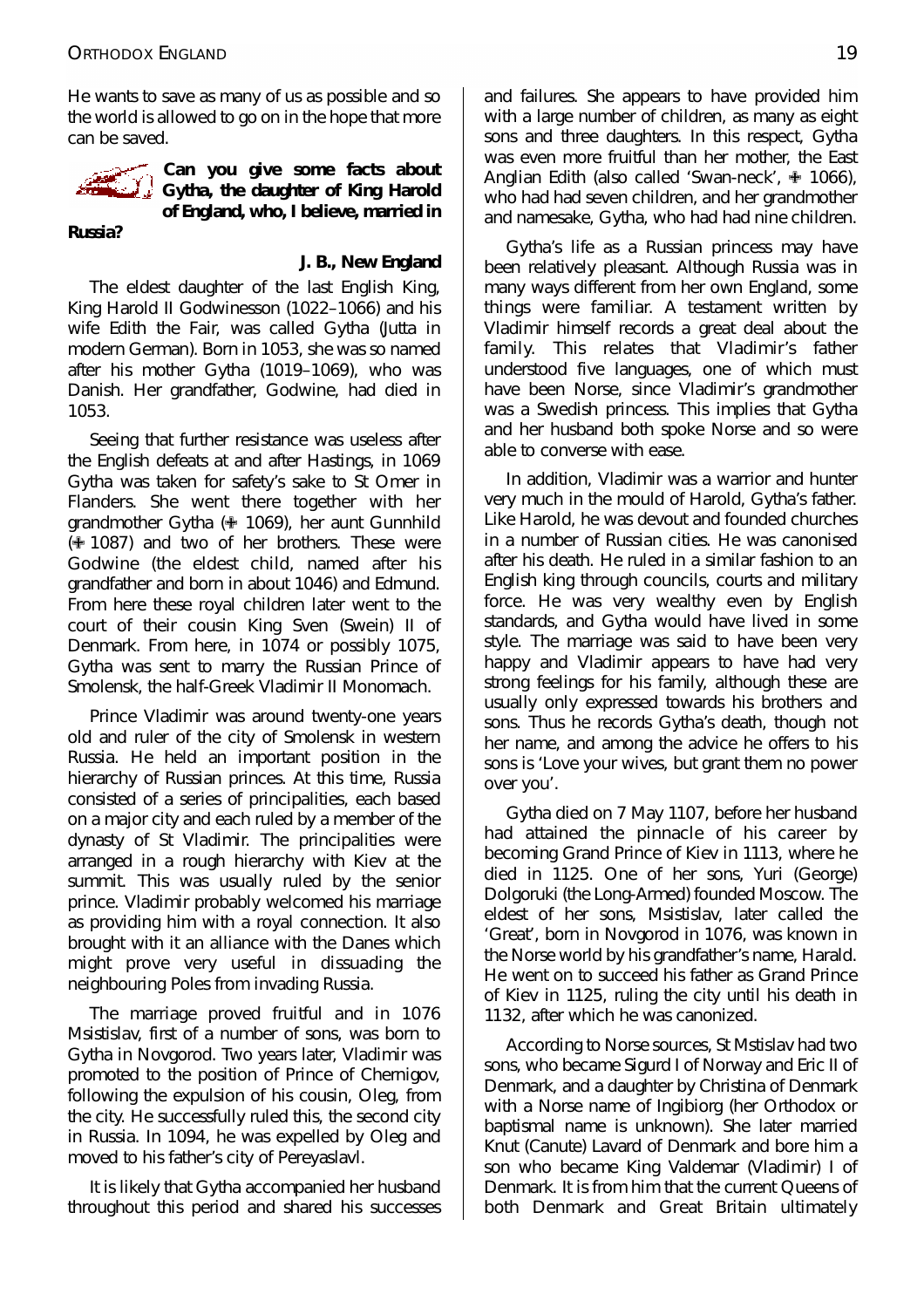He wants to save as many of us as possible and so the world is allowed to go on in the hope that more can be saved.

**Can you give some facts about Gytha, the daughter of King Harold of England, who, I believe, married in Russia?**

**J. B., New England**

The eldest daughter of the last English King, King Harold II Godwinesson (1022–1066) and his wife Edith the Fair, was called Gytha (Jutta in modern German). Born in 1053, she was so named after his mother Gytha (1019–1069), who was Danish. Her grandfather, Godwine, had died in 1053.

Seeing that further resistance was useless after the English defeats at and after Hastings, in 1069 Gytha was taken for safety's sake to St Omer in Flanders. She went there together with her grandmother Gytha (✠ 1069), her aunt Gunnhild (✠ 1087) and two of her brothers. These were Godwine (the eldest child, named after his grandfather and born in about 1046) and Edmund. From here these royal children later went to the court of their cousin King Sven (Swein) II of Denmark. From here, in 1074 or possibly 1075, Gytha was sent to marry the Russian Prince of Smolensk, the half-Greek Vladimir II Monomach.

Prince Vladimir was around twenty-one years old and ruler of the city of Smolensk in western Russia. He held an important position in the hierarchy of Russian princes. At this time, Russia consisted of a series of principalities, each based on a major city and each ruled by a member of the dynasty of St Vladimir. The principalities were arranged in a rough hierarchy with Kiev at the summit. This was usually ruled by the senior prince. Vladimir probably welcomed his marriage as providing him with a royal connection. It also brought with it an alliance with the Danes which might prove very useful in dissuading the neighbouring Poles from invading Russia.

The marriage proved fruitful and in 1076 Msistislav, first of a number of sons, was born to Gytha in Novgorod. Two years later, Vladimir was promoted to the position of Prince of Chernigov, following the expulsion of his cousin, Oleg, from the city. He successfully ruled this, the second city in Russia. In 1094, he was expelled by Oleg and moved to his father's city of Pereyaslavl.

It is likely that Gytha accompanied her husband throughout this period and shared his successes and failures. She appears to have provided him with a large number of children, as many as eight sons and three daughters. In this respect, Gytha was even more fruitful than her mother, the East Anglian Edith (also called 'Swan-neck', ✠ 1066), who had had seven children, and her grandmother and namesake, Gytha, who had had nine children.

Gytha's life as a Russian princess may have been relatively pleasant. Although Russia was in many ways different from her own England, some things were familiar. A testament written by Vladimir himself records a great deal about the family. This relates that Vladimir's father understood five languages, one of which must have been Norse, since Vladimir's grandmother was a Swedish princess. This implies that Gytha and her husband both spoke Norse and so were able to converse with ease.

In addition, Vladimir was a warrior and hunter very much in the mould of Harold, Gytha's father. Like Harold, he was devout and founded churches in a number of Russian cities. He was canonised after his death. He ruled in a similar fashion to an English king through councils, courts and military force. He was very wealthy even by English standards, and Gytha would have lived in some style. The marriage was said to have been very happy and Vladimir appears to have had very strong feelings for his family, although these are usually only expressed towards his brothers and sons. Thus he records Gytha's death, though not her name, and among the advice he offers to his sons is 'Love your wives, but grant them no power over you'.

Gytha died on 7 May 1107, before her husband had attained the pinnacle of his career by becoming Grand Prince of Kiev in 1113, where he died in 1125. One of her sons, Yuri (George) Dolgoruki (the Long-Armed) founded Moscow. The eldest of her sons, Msistislav, later called the 'Great', born in Novgorod in 1076, was known in the Norse world by his grandfather's name, Harald. He went on to succeed his father as Grand Prince of Kiev in 1125, ruling the city until his death in 1132, after which he was canonized.

According to Norse sources, St Mstislav had two sons, who became Sigurd I of Norway and Eric II of Denmark, and a daughter by Christina of Denmark with a Norse name of Ingibiorg (her Orthodox or baptismal name is unknown). She later married Knut (Canute) Lavard of Denmark and bore him a son who became King Valdemar (Vladimir) I of Denmark. It is from him that the current Queens of both Denmark and Great Britain ultimately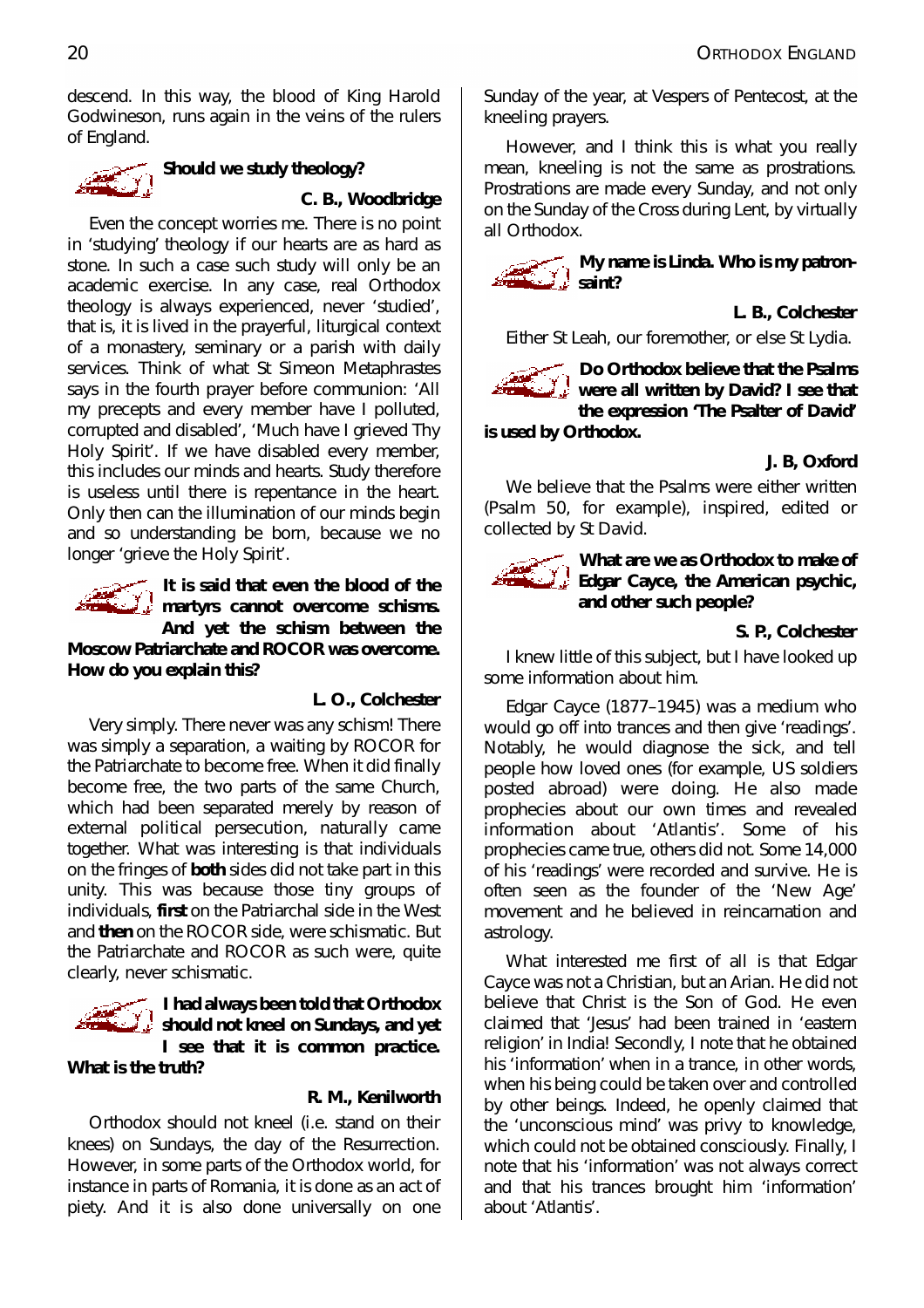descend. In this way, the blood of King Harold Godwineson, runs again in the veins of the rulers of England.

**Should we study theology?**

**C. B., Woodbridge**

Even the concept worries me. There is no point in 'studying' theology if our hearts are as hard as stone. In such a case such study will only be an academic exercise. In any case, real Orthodox theology is always experienced, never 'studied', that is, it is lived in the prayerful, liturgical context of a monastery, seminary or a parish with daily services. Think of what St Simeon Metaphrastes says in the fourth prayer before communion: 'All my precepts and every member have I polluted, corrupted and disabled', 'Much have I grieved Thy Holy Spirit'. If we have disabled every member, this includes our minds and hearts. Study therefore is useless until there is repentance in the heart. Only then can the illumination of our minds begin and so understanding be born, because we no longer 'grieve the Holy Spirit'.

**It is said that even the blood of the martyrs cannot overcome schisms. And yet the schism between the Moscow Patriarchate and ROCOR was overcome. How do you explain this?**

**L. O., Colchester**

Very simply. There never was any schism! There was simply a separation, a waiting by ROCOR for the Patriarchate to become free. When it did finally become free, the two parts of the same Church, which had been separated merely by reason of external political persecution, naturally came together. What was interesting is that individuals on the fringes of **both** sides did not take part in this unity. This was because those tiny groups of individuals, **first** on the Patriarchal side in the West and **then** on the ROCOR side, were schismatic. But the Patriarchate and ROCOR as such were, quite clearly, never schismatic.

**I had always been told that Orthodox should not kneel on Sundays, and yet I see that it is common practice. What is the truth?**

**R. M., Kenilworth**

Orthodox should not kneel (i.e. stand on their knees) on Sundays, the day of the Resurrection. However, in some parts of the Orthodox world, for instance in parts of Romania, it is done as an act of piety. And it is also done universally on one Sunday of the year, at Vespers of Pentecost, at the kneeling prayers.

However, and I think this is what you really mean, kneeling is not the same as prostrations. Prostrations are made every Sunday, and not only on the Sunday of the Cross during Lent, by virtually all Orthodox.

**My name is Linda. Who is my patron-saint?**

**L. B., Colchester**

Either St Leah, our foremother, or else St Lydia.

**Do Orthodox believe that the Psalms were all written by David? I see that the expression 'The Psalter of David' is used by Orthodox.**

**J. B, Oxford**

We believe that the Psalms were either written (Psalm 50, for example), inspired, edited or collected by St David.

**What are we as Orthodox to make of Edgar Cayce, the American psychic, and other such people?**

**S. P., Colchester**

I knew little of this subject, but I have looked up some information about him.

Edgar Cayce (1877–1945) was a medium who would go off into trances and then give 'readings'. Notably, he would diagnose the sick, and tell people how loved ones (for example, US soldiers posted abroad) were doing. He also made prophecies about our own times and revealed information about 'Atlantis'. Some of his prophecies came true, others did not. Some 14,000 of his 'readings' were recorded and survive. He is often seen as the founder of the 'New Age' movement and he believed in reincarnation and astrology.

What interested me first of all is that Edgar Cayce was not a Christian, but an Arian. He did not believe that Christ is the Son of God. He even claimed that 'Jesus' had been trained in 'eastern religion' in India! Secondly, I note that he obtained his 'information' when in a trance, in other words, when his being could be taken over and controlled by other beings. Indeed, he openly claimed that the 'unconscious mind' was privy to knowledge, which could not be obtained consciously. Finally, I note that his 'information' was not always correct and that his trances brought him 'information' about 'Atlantis'.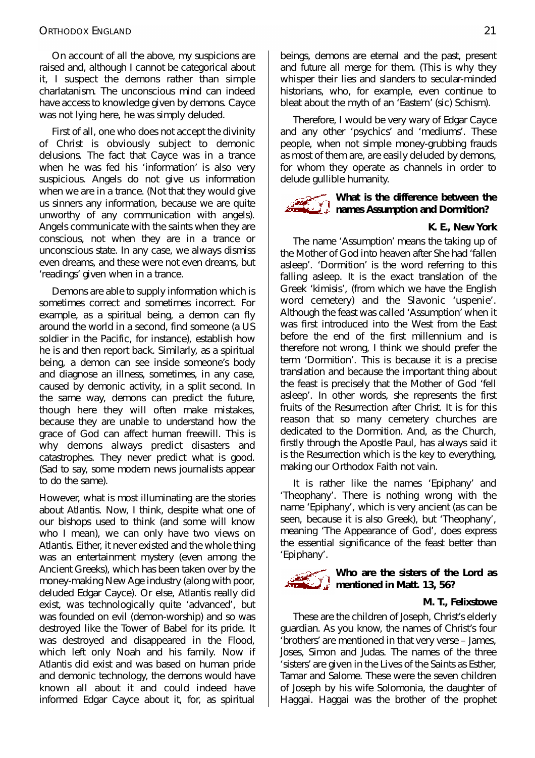On account of all the above, my suspicions are raised and, although I cannot be categorical about it, I suspect the demons rather than simple charlatanism. The unconscious mind can indeed have access to knowledge given by demons. Cayce was not lying here, he was simply deluded.

First of all, one who does not accept the divinity of Christ is obviously subject to demonic delusions. The fact that Cayce was in a trance when he was fed his 'information' is also very suspicious. Angels do not give us information when we are in a trance. (Not that they would give us sinners any information, because we are quite unworthy of any communication with angels). Angels communicate with the saints when they are conscious, not when they are in a trance or unconscious state. In any case, we always dismiss even dreams, and these were not even dreams, but 'readings' given when in a trance.

Demons are able to supply information which is sometimes correct and sometimes incorrect. For example, as a spiritual being, a demon can fly around the world in a second, find someone (a US soldier in the Pacific, for instance), establish how he is and then report back. Similarly, as a spiritual being, a demon can see inside someone's body and diagnose an illness, sometimes, in any case, caused by demonic activity, in a split second. In the same way, demons can predict the future, though here they will often make mistakes, because they are unable to understand how the grace of God can affect human freewill. This is why demons always predict disasters and catastrophes. They never predict what is good. (Sad to say, some modern news journalists appear to do the same).

However, what is most illuminating are the stories about Atlantis. Now, I think, despite what one of our bishops used to think (and some will know who I mean), we can only have two views on Atlantis. Either, it never existed and the whole thing was an entertainment mystery (even among the Ancient Greeks), which has been taken over by the money-making New Age industry (along with poor, deluded Edgar Cayce). Or else, Atlantis really did exist, was technologically quite 'advanced', but was founded on evil (demon-worship) and so was destroyed like the Tower of Babel for its pride. It was destroyed and disappeared in the Flood, which left only Noah and his family. Now if Atlantis did exist and was based on human pride and demonic technology, the demons would have known all about it and could indeed have informed Edgar Cayce about it, for, as spiritual beings, demons are eternal and the past, present and future all merge for them. (This is why they whisper their lies and slanders to secular-minded historians, who, for example, even continue to bleat about the myth of an 'Eastern' (sic) Schism).

Therefore, I would be very wary of Edgar Cayce and any other 'psychics' and 'mediums'. These people, when not simple money-grubbing frauds as most of them are, are easily deluded by demons, for whom they operate as channels in order to delude gullible humanity.

### What is the difference between the names Assumption and Dormition?

**K. E., New York**

The name 'Assumption' means the taking up of the Mother of God into heaven after She had 'fallen asleep'. 'Dormition' is the word referring to this falling asleep. It is the exact translation of the Greek 'kimisis', (from which we have the English word cemetery) and the Slavonic 'uspenie'. Although the feast was called 'Assumption' when it was first introduced into the West from the East before the end of the first millennium and is therefore not wrong, I think we should prefer the term 'Dormition'. This is because it is a precise translation and because the important thing about the feast is precisely that the Mother of God 'fell asleep'. In other words, she represents the first fruits of the Resurrection after Christ. It is for this reason that so many cemetery churches are dedicated to the Dormition. And, as the Church, firstly through the Apostle Paul, has always said it is the Resurrection which is the key to everything, making our Orthodox Faith not vain.

It is rather like the names 'Epiphany' and 'Theophany'. There is nothing wrong with the name 'Epiphany', which is very ancient (as can be seen, because it is also Greek), but 'Theophany', meaning 'The Appearance of God', does express the essential significance of the feast better than 'Epiphany'.

### Who are the sisters of the Lord as mentioned in Matt. 13, 56?

**M. T., Felixstowe**

These are the children of Joseph, Christ's elderly guardian. As you know, the names of Christ's four 'brothers' are mentioned in that very verse – James, Joses, Simon and Judas. The names of the three 'sisters' are given in the Lives of the Saints as Esther, Tamar and Salome. These were the seven children of Joseph by his wife Solomonia, the daughter of Haggai. Haggai was the brother of the prophet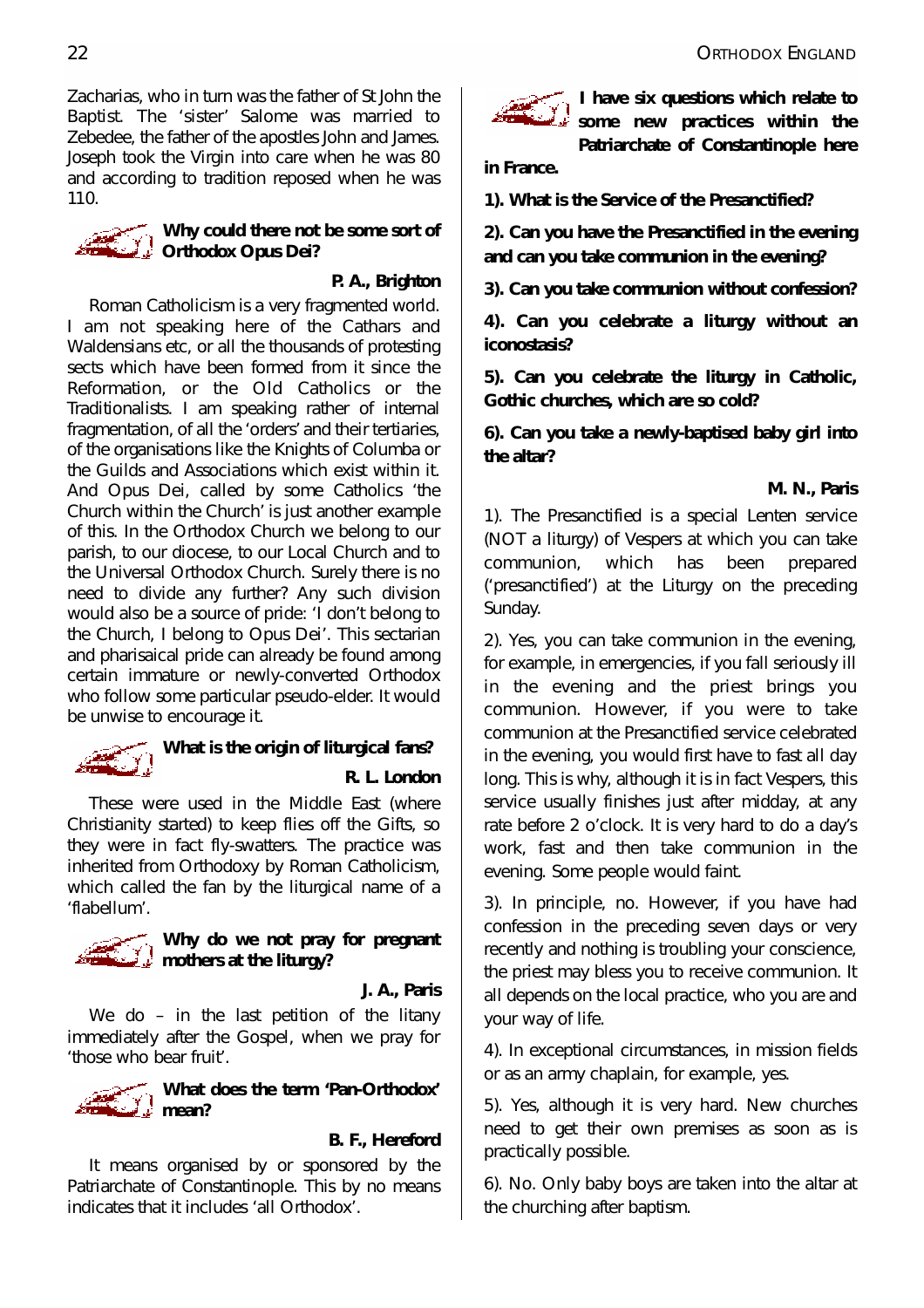Zacharias, who in turn was the father of St John the Baptist. The 'sister' Salome was married to Zebedee, the father of the apostles John and James. Joseph took the Virgin into care when he was 80 and according to tradition reposed when he was 110.

**Why could there not be some sort of Orthodox Opus Dei?**

**P. A., Brighton**

Roman Catholicism is a very fragmented world. I am not speaking here of the Cathars and Waldensians etc, or all the thousands of protesting sects which have been formed from it since the Reformation, or the Old Catholics or the Traditionalists. I am speaking rather of internal fragmentation, of all the 'orders' and their tertiaries, of the organisations like the Knights of Columba or the Guilds and Associations which exist within it. And Opus Dei, called by some Catholics 'the Church within the Church' is just another example of this. In the Orthodox Church we belong to our parish, to our diocese, to our Local Church and to the Universal Orthodox Church. Surely there is no need to divide any further? Any such division would also be a source of pride: 'I don't belong to the Church, I belong to Opus Dei'. This sectarian and pharisaical pride can already be found among certain immature or newly-converted Orthodox who follow some particular pseudo-elder. It would be unwise to encourage it.

**What is the origin of liturgical fans?**

**R. L. London**

These were used in the Middle East (where Christianity started) to keep flies off the Gifts, so they were in fact fly-swatters. The practice was inherited from Orthodoxy by Roman Catholicism, which called the fan by the liturgical name of a 'flabellum'.

**Why do we not pray for pregnant mothers at the liturgy?**

**J. A., Paris**

We do – in the last petition of the litany immediately after the Gospel, when we pray for 'those who bear fruit'.

**What does the term 'Pan-Orthodox' mean?**

**B. F., Hereford**

It means organised by or sponsored by the Patriarchate of Constantinople. This by no means indicates that it includes 'all Orthodox'.

**I have six questions which relate to some new practices within the Patriarchate of Constantinople here in France.**

**1). What is the Service of the Presanctified?**

**2). Can you have the Presanctified in the evening and can you take communion in the evening?**

**3). Can you take communion without confession?**

**4). Can you celebrate a liturgy without an iconostasis?**

**5). Can you celebrate the liturgy in Catholic, Gothic churches, which are so cold?**

**6). Can you take a newly-baptised baby girl into the altar?**

**M. N., Paris**

1). The Presanctified is a special Lenten service (NOT a liturgy) of Vespers at which you can take communion, which has been prepared ('presanctified') at the Liturgy on the preceding Sunday.

2). Yes, you can take communion in the evening, for example, in emergencies, if you fall seriously ill in the evening and the priest brings you communion. However, if you were to take communion at the Presanctified service celebrated in the evening, you would first have to fast all day long. This is why, although it is in fact Vespers, this service usually finishes just after midday, at any rate before 2 o'clock. It is very hard to do a day's work, fast and then take communion in the evening. Some people would faint.

3). In principle, no. However, if you have had confession in the preceding seven days or very recently and nothing is troubling your conscience, the priest may bless you to receive communion. It all depends on the local practice, who you are and your way of life.

4). In exceptional circumstances, in mission fields or as an army chaplain, for example, yes.

5). Yes, although it is very hard. New churches need to get their own premises as soon as is practically possible.

6). No. Only baby boys are taken into the altar at the churching after baptism.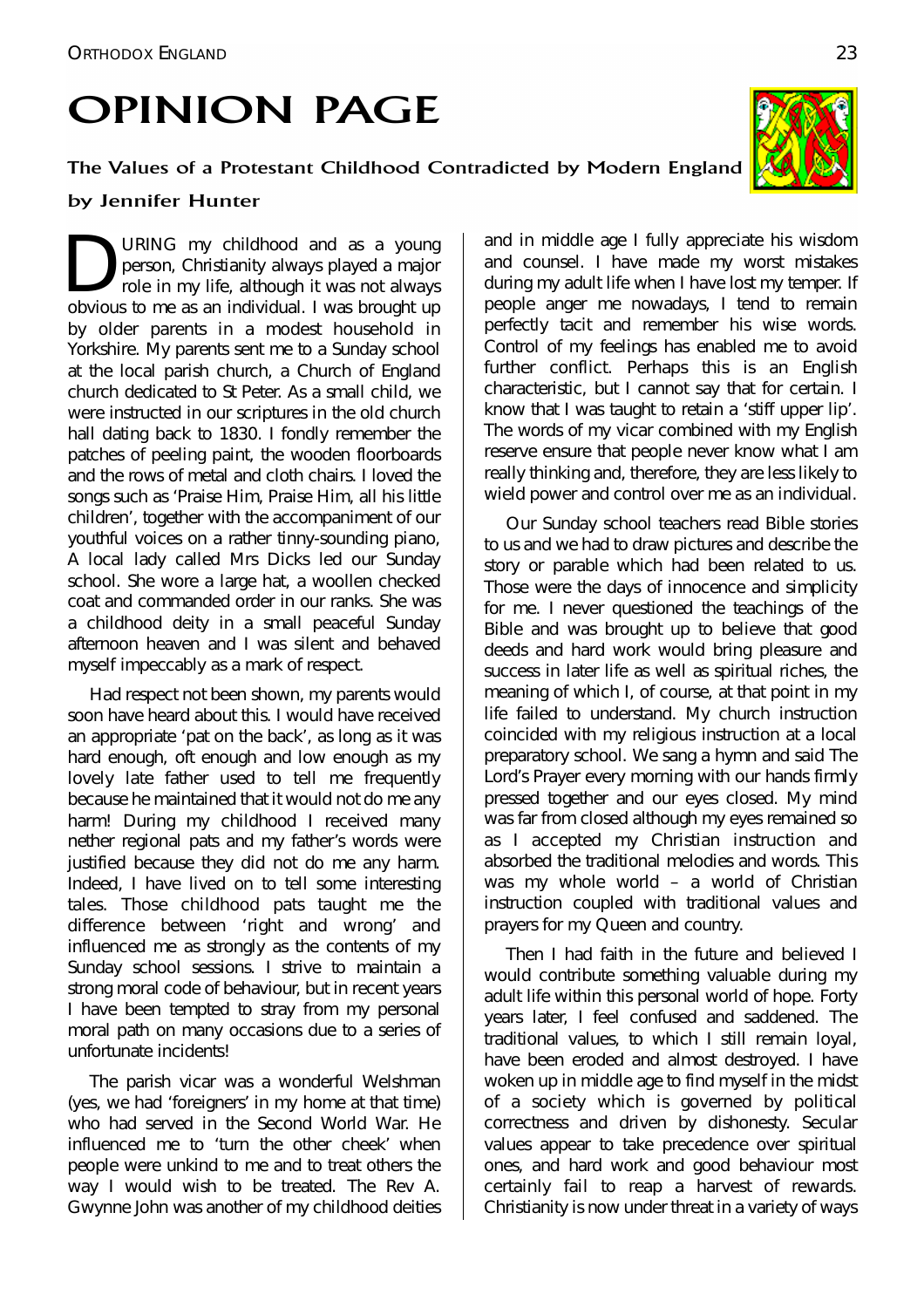# OPINION PAGE

**The Values of a Protestant Childhood Contradicted by Modern England**

**by Jennifer Hunter**

DURING my childhood and as a young person, Christianity always played a major role in my life, although it was not always obvious to me as an individual. I was brought up by older parents in a modest household in Yorkshire. My parents sent me to a Sunday school at the local parish church, a Church of England church dedicated to St Peter. As a small child, we were instructed in our scriptures in the old church hall dating back to 1830. I fondly remember the patches of peeling paint, the wooden floorboards and the rows of metal and cloth chairs. I loved the songs such as 'Praise Him, Praise Him, all his little children', together with the accompaniment of our youthful voices on a rather tinny-sounding piano, A local lady called Mrs Dicks led our Sunday school. She wore a large hat, a woollen checked coat and commanded order in our ranks. She was a childhood deity in a small peaceful Sunday afternoon heaven and I was silent and behaved myself impeccably as a mark of respect.

Had respect not been shown, my parents would soon have heard about this. I would have received an appropriate 'pat on the back', as long as it was hard enough, oft enough and low enough as my lovely late father used to tell me frequently because he maintained that it would not do me any harm! During my childhood I received many nether regional pats and my father's words were justified because they did not do me any harm. Indeed, I have lived on to tell some interesting tales. Those childhood pats taught me the difference between 'right and wrong' and influenced me as strongly as the contents of my Sunday school sessions. I strive to maintain a strong moral code of behaviour, but in recent years I have been tempted to stray from my personal moral path on many occasions due to a series of unfortunate incidents!

The parish vicar was a wonderful Welshman (yes, we had 'foreigners' in my home at that time) who had served in the Second World War. He influenced me to 'turn the other cheek' when people were unkind to me and to treat others the way I would wish to be treated. The Rev A. Gwynne John was another of my childhood deities and in middle age I fully appreciate his wisdom and counsel. I have made my worst mistakes during my adult life when I have lost my temper. If people anger me nowadays, I tend to remain perfectly tacit and remember his wise words. Control of my feelings has enabled me to avoid further conflict. Perhaps this is an English characteristic, but I cannot say that for certain. I know that I was taught to retain a 'stiff upper lip'. The words of my vicar combined with my English reserve ensure that people never know what I am really thinking and, therefore, they are less likely to wield power and control over me as an individual.

Our Sunday school teachers read Bible stories to us and we had to draw pictures and describe the story or parable which had been related to us. Those were the days of innocence and simplicity for me. I never questioned the teachings of the Bible and was brought up to believe that good deeds and hard work would bring pleasure and success in later life as well as spiritual riches, the meaning of which I, of course, at that point in my life failed to understand. My church instruction coincided with my religious instruction at a local preparatory school. We sang a hymn and said The Lord's Prayer every morning with our hands firmly pressed together and our eyes closed. My mind was far from closed although my eyes remained so as I accepted my Christian instruction and absorbed the traditional melodies and words. This was my whole world – a world of Christian instruction coupled with traditional values and prayers for my Queen and country.

Then I had faith in the future and believed I would contribute something valuable during my adult life within this personal world of hope. Forty years later, I feel confused and saddened. The traditional values, to which I still remain loyal, have been eroded and almost destroyed. I have woken up in middle age to find myself in the midst of a society which is governed by political correctness and driven by dishonesty. Secular values appear to take precedence over spiritual ones, and hard work and good behaviour most certainly fail to reap a harvest of rewards. Christianity is now under threat in a variety of ways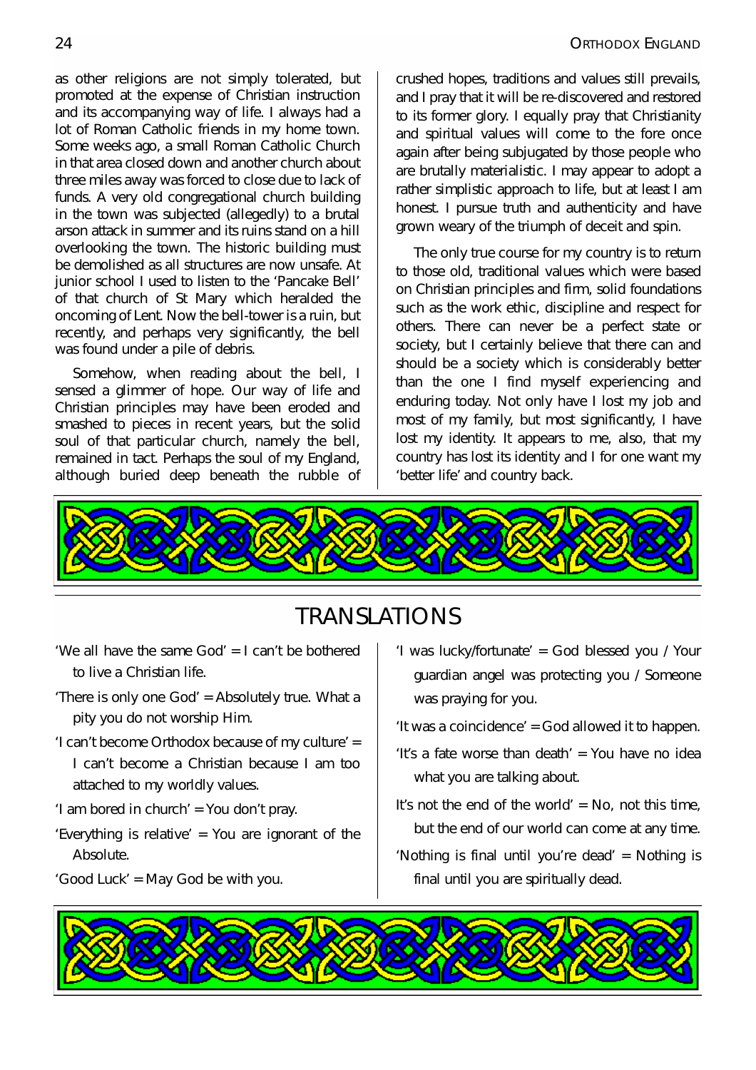as other religions are not simply tolerated, but promoted at the expense of Christian instruction and its accompanying way of life. I always had a lot of Roman Catholic friends in my home town. Some weeks ago, a small Roman Catholic Church in that area closed down and another church about three miles away was forced to close due to lack of funds. A very old congregational church building in the town was subjected (allegedly) to a brutal arson attack in summer and its ruins stand on a hill overlooking the town. The historic building must be demolished as all structures are now unsafe. At junior school I used to listen to the 'Pancake Bell' of that church of St Mary which heralded the oncoming of Lent. Now the bell-tower is a ruin, but recently, and perhaps very significantly, the bell was found under a pile of debris.

Somehow, when reading about the bell, I sensed a glimmer of hope. Our way of life and Christian principles may have been eroded and smashed to pieces in recent years, but the solid soul of that particular church, namely the bell, remained in tact. Perhaps the soul of my England, although buried deep beneath the rubble of crushed hopes, traditions and values still prevails, and I pray that it will be re-discovered and restored to its former glory. I equally pray that Christianity and spiritual values will come to the fore once again after being subjugated by those people who are brutally materialistic. I may appear to adopt a rather simplistic approach to life, but at least I am honest. I pursue truth and authenticity and have grown weary of the triumph of deceit and spin.

The only true course for my country is to return to those old, traditional values which were based on Christian principles and firm, solid foundations such as the work ethic, discipline and respect for others. There can never be a perfect state or society, but I certainly believe that there can and should be a society which is considerably better than the one I find myself experiencing and enduring today. Not only have I lost my job and most of my family, but most significantly, I have lost my identity. It appears to me, also, that my country has lost its identity and I for one want my 'better life' and country back.

# TRANSLATIONS

'We all have the same God' = I can't be bothered to live a Christian life.

'There is only one God' = Absolutely true. What a pity you do not worship Him.

'I can't become Orthodox because of my culture' = I can't become a Christian because I am too attached to my worldly values.

'I am bored in church' = You don't pray.

'Everything is relative' = You are ignorant of the Absolute.

'Good Luck' = May God be with you.

'I was lucky/fortunate' = God blessed you / Your guardian angel was protecting you / Someone was praying for you.

'It was a coincidence' = God allowed it to happen.

'It's a fate worse than death' = You have no idea what you are talking about.

It's not the end of the world' = No, not this time, but the end of our world can come at any time.

'Nothing is final until you're dead' = Nothing is final until you are spiritually dead.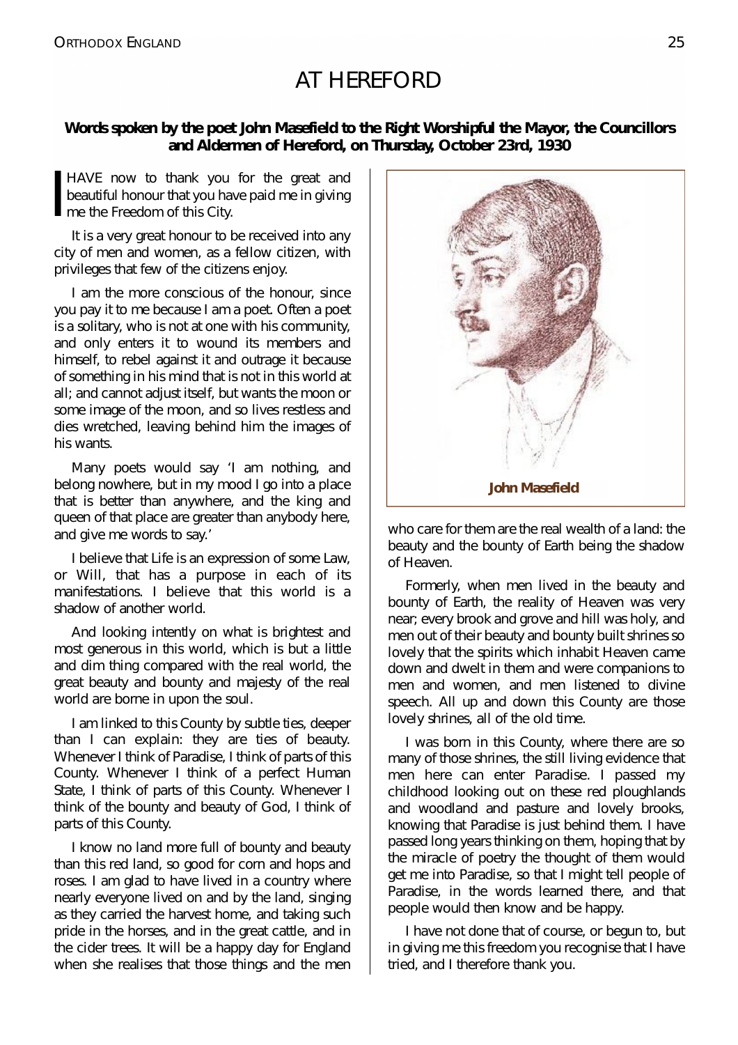# AT HEREFORD

**Words spoken by the poet John Masefield to the Right Worshipful the Mayor, the Councillors and Aldermen of Hereford, on Thursday, October 23rd, 1930**

I HAVE now to thank you for the great and beautiful honour that you have paid me in giving me the Freedom of this City.

It is a very great honour to be received into any city of men and women, as a fellow citizen, with privileges that few of the citizens enjoy.

I am the more conscious of the honour, since you pay it to me because I am a poet. Often a poet is a solitary, who is not at one with his community, and only enters it to wound its members and himself, to rebel against it and outrage it because of something in his mind that is not in this world at all; and cannot adjust itself, but wants the moon or some image of the moon, and so lives restless and dies wretched, leaving behind him the images of his wants.

Many poets would say 'I am nothing, and belong nowhere, but in my mood I go into a place that is better than anywhere, and the king and queen of that place are greater than anybody here, and give me words to say.'

I believe that Life is an expression of some Law, or Will, that has a purpose in each of its manifestations. I believe that this world is a shadow of another world.

And looking intently on what is brightest and most generous in this world, which is but a little and dim thing compared with the real world, the great beauty and bounty and majesty of the real world are borne in upon the soul.

I am linked to this County by subtle ties, deeper than I can explain: they are ties of beauty. Whenever I think of Paradise, I think of parts of this County. Whenever I think of a perfect Human State, I think of parts of this County. Whenever I think of the bounty and beauty of God, I think of parts of this County.

I know no land more full of bounty and beauty than this red land, so good for corn and hops and roses. I am glad to have lived in a country where nearly everyone lived on and by the land, singing as they carried the harvest home, and taking such pride in the horses, and in the great cattle, and in the cider trees. It will be a happy day for England when she realises that those things and the men who care for them are the real wealth of a land: the beauty and the bounty of Earth being the shadow of Heaven.

**John Masefield**

Formerly, when men lived in the beauty and bounty of Earth, the reality of Heaven was very near; every brook and grove and hill was holy, and men out of their beauty and bounty built shrines so lovely that the spirits which inhabit Heaven came down and dwelt in them and were companions to men and women, and men listened to divine speech. All up and down this County are those lovely shrines, all of the old time.

I was born in this County, where there are so many of those shrines, the still living evidence that men here can enter Paradise. I passed my childhood looking out on these red ploughlands and woodland and pasture and lovely brooks, knowing that Paradise is just behind them. I have passed long years thinking on them, hoping that by the miracle of poetry the thought of them would get me into Paradise, so that I might tell people of Paradise, in the words learned there, and that people would then know and be happy.

I have not done that of course, or begun to, but in giving me this freedom you recognise that I have tried, and I therefore thank you.